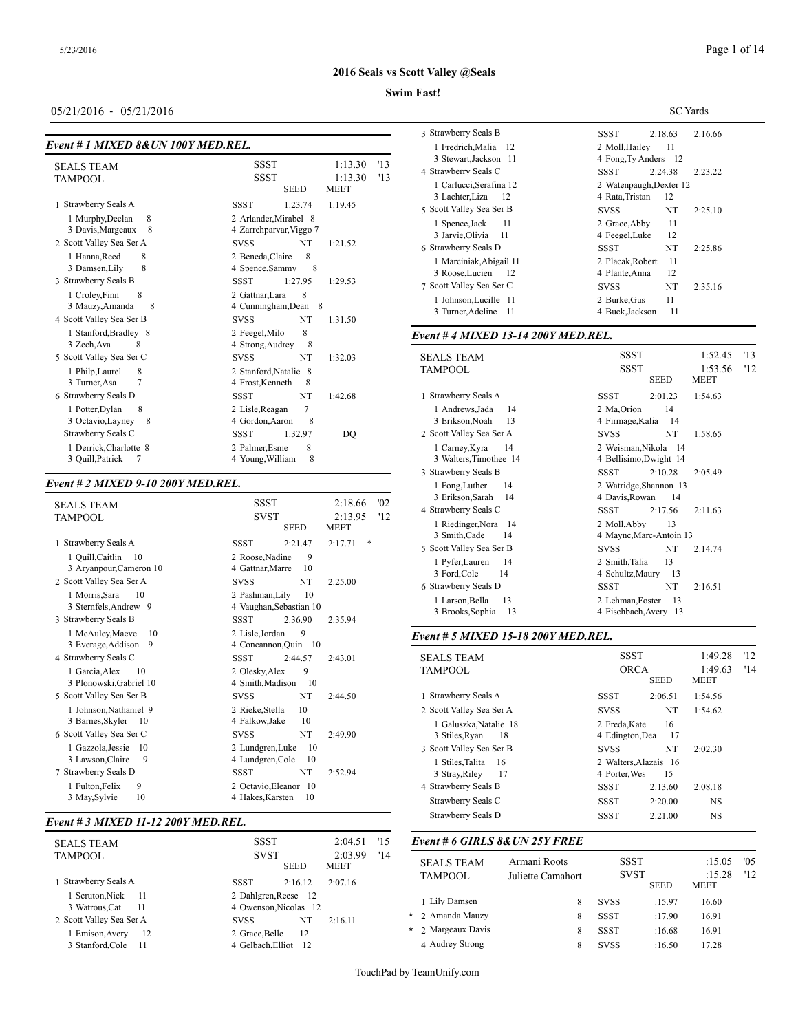**2016 Seals vs Scott Valley @Seals**

**Swim Fast!**

05/21/2016 - 05/21/2016

SC Yards

### *Event # 1 MIXED 8&UN 100Y MED.REL.*

| | Team | Seed | Meet |
|---|---|---|---|
| SEALS TEAM | SSST | 1:13.30 '13 | |
| TAMPOOL | SSST | 1:13.30 '13 | |

| Place | Team | Club | Seed | Meet |
|---|---|---|---|---|
| 1 | Strawberry Seals A | SSST | 1:23.74 | 1:19.45 |
| | 1 Murphy,Declan 8; 2 Arlander,Mirabel 8; 3 Davis,Margeaux 8; 4 Zarrehparvar,Viggo 7 | | | |
| 2 | Scott Valley Sea Ser A | SVSS | NT | 1:21.52 |
| | 1 Hanna,Reed 8; 2 Beneda,Claire 8; 3 Damsen,Lily 8; 4 Spence,Sammy 8 | | | |
| 3 | Strawberry Seals B | SSST | 1:27.95 | 1:29.53 |
| | 1 Croley,Finn 8; 2 Gattnar,Lara 8; 3 Mauzy,Amanda 8; 4 Cunningham,Dean 8 | | | |
| 4 | Scott Valley Sea Ser B | SVSS | NT | 1:31.50 |
| | 1 Stanford,Bradley 8; 2 Feegel,Milo 8; 3 Zech,Ava 8; 4 Strong,Audrey 8 | | | |
| 5 | Scott Valley Sea Ser C | SVSS | NT | 1:32.03 |
| | 1 Philp,Laurel 8; 2 Stanford,Natalie 8; 3 Turner,Asa 7; 4 Frost,Kenneth 8 | | | |
| 6 | Strawberry Seals D | SSST | NT | 1:42.68 |
| | 1 Potter,Dylan 8; 2 Lisle,Reagan 7; 3 Octavio,Layney 8; 4 Gordon,Aaron 8 | | | |
| | Strawberry Seals C | SSST | 1:32.97 | DQ |
| | 1 Derrick,Charlotte 8; 2 Palmer,Esme 8; 3 Quill,Patrick 7; 4 Young,William 8 | | | |

### *Event # 2 MIXED 9-10 200Y MED.REL.*

| | Team | Seed | Meet |
|---|---|---|---|
| SEALS TEAM | SSST | 2:18.66 '02 | |
| TAMPOOL | SVST | 2:13.95 '12 | |

| Place | Team | Club | Seed | Meet |
|---|---|---|---|---|
| 1 | Strawberry Seals A | SSST | 2:21.47 | 2:17.71 * |
| | 1 Quill,Caitlin 10; 2 Roose,Nadine 9; 3 Aryanpour,Cameron 10; 4 Gattnar,Marre 10 | | | |
| 2 | Scott Valley Sea Ser A | SVSS | NT | 2:25.00 |
| | 1 Morris,Sara 10; 2 Pashman,Lily 10; 3 Sternfels,Andrew 9; 4 Vaughan,Sebastian 10 | | | |
| 3 | Strawberry Seals B | SSST | 2:36.90 | 2:35.94 |
| | 1 McAuley,Maeve 10; 2 Lisle,Jordan 9; 3 Everage,Addison 9; 4 Concannon,Quin 10 | | | |
| 4 | Strawberry Seals C | SSST | 2:44.57 | 2:43.01 |
| | 1 Garcia,Alex 10; 2 Olesky,Alex 9; 3 Plonowski,Gabriel 10; 4 Smith,Madison 10 | | | |
| 5 | Scott Valley Sea Ser B | SVSS | NT | 2:44.50 |
| | 1 Johnson,Nathaniel 9; 2 Rieke,Stella 10; 3 Barnes,Skyler 10; 4 Falkow,Jake 10 | | | |
| 6 | Scott Valley Sea Ser C | SVSS | NT | 2:49.90 |
| | 1 Gazzola,Jessie 10; 2 Lundgren,Luke 10; 3 Lawson,Claire 9; 4 Lundgren,Cole 10 | | | |
| 7 | Strawberry Seals D | SSST | NT | 2:52.94 |
| | 1 Fulton,Felix 9; 2 Octavio,Eleanor 10; 3 May,Sylvie 10; 4 Hakes,Karsten 10 | | | |

### *Event # 3 MIXED 11-12 200Y MED.REL.*

| | Team | Seed | Meet |
|---|---|---|---|
| SEALS TEAM | SSST | 2:04.51 '15 | |
| TAMPOOL | SVST | 2:03.99 '14 | |

| Place | Team | Club | Seed | Meet |
|---|---|---|---|---|
| 1 | Strawberry Seals A | SSST | 2:16.12 | 2:07.16 |
| | 1 Scruton,Nick 11; 2 Dahlgren,Reese 12; 3 Watrous,Cat 11; 4 Owenson,Nicolas 12 | | | |
| 2 | Scott Valley Sea Ser A | SVSS | NT | 2:16.11 |
| | 1 Emison,Avery 12; 2 Grace,Belle 12; 3 Stanford,Cole 11; 4 Gelbach,Elliot 12 | | | |
| 3 | Strawberry Seals B | SSST | 2:18.63 | 2:16.66 |
| | 1 Fredrich,Malia 12; 2 Moll,Hailey 11; 3 Stewart,Jackson 11; 4 Fong,Ty Anders 12 | | | |
| 4 | Strawberry Seals C | SSST | 2:24.38 | 2:23.22 |
| | 1 Carlucci,Serafina 12; 2 Watenpaugh,Dexter 12; 3 Lachter,Liza 12; 4 Rata,Tristan 12 | | | |
| 5 | Scott Valley Sea Ser B | SVSS | NT | 2:25.10 |
| | 1 Spence,Jack 11; 2 Grace,Abby 11; 3 Jarvie,Olivia 11; 4 Feegel,Luke 12 | | | |
| 6 | Strawberry Seals D | SSST | NT | 2:25.86 |
| | 1 Marciniak,Abigail 11; 2 Placak,Robert 11; 3 Roose,Lucien 12; 4 Plante,Anna 12 | | | |
| 7 | Scott Valley Sea Ser C | SVSS | NT | 2:35.16 |
| | 1 Johnson,Lucille 11; 2 Burke,Gus 11; 3 Turner,Adeline 11; 4 Buck,Jackson 11 | | | |

### *Event # 4 MIXED 13-14 200Y MED.REL.*

| | Team | Seed | Meet |
|---|---|---|---|
| SEALS TEAM | SSST | 1:52.45 '13 | |
| TAMPOOL | SSST | 1:53.56 '12 | |

| Place | Team | Club | Seed | Meet |
|---|---|---|---|---|
| 1 | Strawberry Seals A | SSST | 2:01.23 | 1:54.63 |
| | 1 Andrews,Jada 14; 2 Ma,Orion 14; 3 Erikson,Noah 13; 4 Firmage,Kalia 14 | | | |
| 2 | Scott Valley Sea Ser A | SVSS | NT | 1:58.65 |
| | 1 Carney,Kyra 14; 2 Weisman,Nikola 14; 3 Walters,Timothee 14; 4 Bellisimo,Dwight 14 | | | |
| 3 | Strawberry Seals B | SSST | 2:10.28 | 2:05.49 |
| | 1 Fong,Luther 14; 2 Watridge,Shannon 13; 3 Erikson,Sarah 14; 4 Davis,Rowan 14 | | | |
| 4 | Strawberry Seals C | SSST | 2:17.56 | 2:11.63 |
| | 1 Riedinger,Nora 14; 2 Moll,Abby 13; 3 Smith,Cade 14; 4 Maync,Marc-Antoin 13 | | | |
| 5 | Scott Valley Sea Ser B | SVSS | NT | 2:14.74 |
| | 1 Pyfer,Lauren 14; 2 Smith,Talia 13; 3 Ford,Cole 14; 4 Schultz,Maury 13 | | | |
| 6 | Strawberry Seals D | SSST | NT | 2:16.51 |
| | 1 Larson,Bella 13; 2 Lehman,Foster 13; 3 Brooks,Sophia 13; 4 Fischbach,Avery 13 | | | |

### *Event # 5 MIXED 15-18 200Y MED.REL.*

| | Team | Seed | Meet |
|---|---|---|---|
| SEALS TEAM | SSST | 1:49.28 '12 | |
| TAMPOOL | ORCA | 1:49.63 '14 | |

| Place | Team | Club | Seed | Meet |
|---|---|---|---|---|
| 1 | Strawberry Seals A | SSST | 2:06.51 | 1:54.56 |
| 2 | Scott Valley Sea Ser A | SVSS | NT | 1:54.62 |
| | 1 Galuszka,Natalie 18; 2 Freda,Kate 16; 3 Stiles,Ryan 18; 4 Edington,Dea 17 | | | |
| 3 | Scott Valley Sea Ser B | SVSS | NT | 2:02.30 |
| | 1 Stiles,Talita 16; 2 Walters,Alazais 16; 3 Stray,Riley 17; 4 Porter,Wes 15 | | | |
| 4 | Strawberry Seals B | SSST | 2:13.60 | 2:08.18 |
| | Strawberry Seals C | SSST | 2:20.00 | NS |
| | Strawberry Seals D | SSST | 2:21.00 | NS |

### *Event # 6 GIRLS 8&UN 25Y FREE*

| | Name | Team | Seed | Meet |
|---|---|---|---|---|
| SEALS TEAM | Armani Roots | SSST | :15.05 '05 | |
| TAMPOOL | Juliette Camahort | SVST | :15.28 '12 | |

| Place | Name | Age | Team | Seed | Meet |
|---|---|---|---|---|---|
| 1 | Lily Damsen | 8 | SVSS | :15.97 | 16.60 |
| * 2 | Amanda Mauzy | 8 | SSST | :17.90 | 16.91 |
| * 2 | Margeaux Davis | 8 | SSST | :16.68 | 16.91 |
| 4 | Audrey Strong | 8 | SVSS | :16.50 | 17.28 |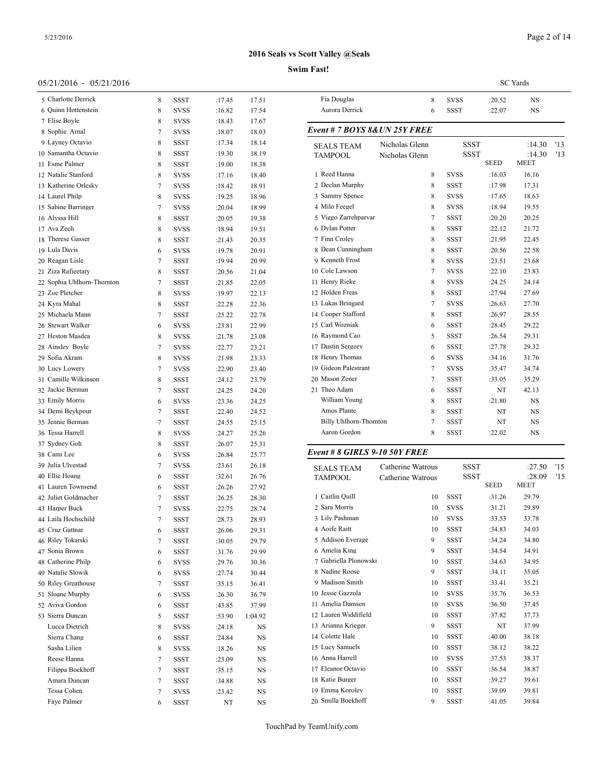**2016 Seals vs Scott Valley @Seals**

**Swim Fast!**

05/21/2016 - 05/21/2016

SC Yards

| Place | Name | Age | Team | Seed | Finals |
|---|---|---|---|---|---|
| 5 | Charlotte Derrick | 8 | SSST | :17.45 | 17.51 |
| 6 | Quinn Hottenstein | 8 | SVSS | :16.82 | 17.54 |
| 7 | Elise Boyle | 8 | SVSS | :18.43 | 17.67 |
| 8 | Sophie Arnal | 7 | SVSS | :18.07 | 18.03 |
| 9 | Layney Octavio | 8 | SSST | :17.34 | 18.14 |
| 10 | Samantha Octavio | 8 | SSST | :19.30 | 18.19 |
| 11 | Esme Palmer | 8 | SSST | :19.00 | 18.38 |
| 12 | Natalie Stanford | 8 | SVSS | :17.16 | 18.40 |
| 13 | Katherine Orlesky | 7 | SVSS | :18.42 | 18.91 |
| 14 | Laurel Philp | 8 | SVSS | :19.25 | 18.96 |
| 15 | Sabine Barringer | 7 | SVSS | :20.04 | 18.99 |
| 16 | Alyssa Hill | 8 | SSST | :20.05 | 19.38 |
| 17 | Ava Zech | 8 | SVSS | :18.94 | 19.51 |
| 18 | Therese Gasser | 8 | SSST | :21.43 | 20.35 |
| 19 | Lula Davis | 6 | SVSS | :19.78 | 20.91 |
| 20 | Reagan Lisle | 7 | SSST | :19.94 | 20.99 |
| 21 | Ziza Rafieetary | 8 | SSST | :20.56 | 21.04 |
| 22 | Sophia Uhlhorn-Thornton | 7 | SSST | :21.85 | 22.05 |
| 23 | Zoe Pletcher | 8 | SVSS | :19.97 | 22.13 |
| 24 | Kyra Mahal | 8 | SSST | :22.28 | 22.36 |
| 25 | Michaela Mann | 7 | SSST | :25.22 | 22.78 |
| 26 | Stewart Walker | 6 | SVSS | :23.81 | 22.99 |
| 27 | Heston Masdea | 8 | SVSS | :21.78 | 23.08 |
| 28 | Ainsley Boyle | 7 | SVSS | :22.77 | 23.21 |
| 29 | Sofia Akram | 8 | SVSS | :21.98 | 23.33 |
| 30 | Lucy Lowery | 7 | SVSS | :22.90 | 23.40 |
| 31 | Camille Wilkinson | 8 | SSST | :24.12 | 23.79 |
| 32 | Jackie Berman | 7 | SSST | :24.25 | 24.20 |
| 33 | Emily Morris | 6 | SVSS | :23.36 | 24.25 |
| 34 | Demi Beykpour | 7 | SSST | :22.40 | 24.52 |
| 35 | Jennie Berman | 7 | SSST | :24.55 | 25.15 |
| 36 | Tessa Harrell | 8 | SVSS | :24.27 | 25.26 |
| 37 | Sydney Goh | 8 | SSST | :26.07 | 25.31 |
| 38 | Cami Lee | 6 | SVSS | :26.84 | 25.77 |
| 39 | Julia Ulvestad | 7 | SVSS | :23.61 | 26.18 |
| 40 | Ellie Hoang | 6 | SSST | :32.61 | 26.76 |
| 41 | Lauren Townsend | 6 | SSST | :26.26 | 27.92 |
| 42 | Juliet Goldmacher | 7 | SSST | :26.25 | 28.30 |
| 43 | Harper Buck | 7 | SVSS | :22.75 | 28.74 |
| 44 | Laila Hochschild | 7 | SSST | :28.73 | 28.93 |
| 45 | Cruz Gattnar | 6 | SSST | :26.06 | 29.31 |
| 46 | Riley Tokarski | 7 | SSST | :30.05 | 29.79 |
| 47 | Sonia Brown | 6 | SSST | :31.76 | 29.99 |
| 48 | Catherine Philp | 6 | SVSS | :29.76 | 30.36 |
| 49 | Natalie Slowik | 6 | SVSS | :27.74 | 30.44 |
| 50 | Riley Greathouse | 7 | SSST | :35.15 | 36.41 |
| 51 | Sloane Murphy | 6 | SVSS | :26.30 | 36.79 |
| 52 | Aviva Gordon | 6 | SSST | :43.85 | 37.99 |
| 53 | Sierra Duncan | 5 | SSST | :53.90 | 1:04.92 |
| | Lucca Dietrich | 8 | SVSS | :24.18 | NS |
| | Sierra Chang | 6 | SSST | :24.84 | NS |
| | Sasha Lilien | 8 | SVSS | :18.26 | NS |
| | Reese Hanna | 7 | SSST | :23.09 | NS |
| | Filippa Boekhoff | 7 | SSST | :35.15 | NS |
| | Amara Duncan | 7 | SSST | :34.88 | NS |
| | Tessa Cohen | 7 | SVSS | :23.42 | NS |
| | Faye Palmer | 6 | SSST | NT | NS |
| | Fia Douglas | 8 | SVSS | :20.52 | NS |
| | Aurora Derrick | 6 | SSST | :22.07 | NS |

### *Event # 7 BOYS 8&UN 25Y FREE*

| Record | Name | Team | Time | Year |
|---|---|---|---|---|
| SEALS TEAM | Nicholas Glenn | SSST | :14.30 | '13 |
| TAMPOOL | Nicholas Glenn | SSST | :14.30 | '13 |

| Place | Name | Age | Team | Seed | Meet |
|---|---|---|---|---|---|
| 1 | Reed Hanna | 8 | SVSS | :16.03 | 16.16 |
| 2 | Declan Murphy | 8 | SSST | :17.98 | 17.31 |
| 3 | Sammy Spence | 8 | SVSS | :17.65 | 18.63 |
| 4 | Milo Feegel | 8 | SVSS | :18.94 | 19.55 |
| 5 | Viggo Zarrehparvar | 7 | SSST | :20.20 | 20.25 |
| 6 | Dylan Potter | 8 | SSST | :22.12 | 21.72 |
| 7 | Finn Croley | 8 | SSST | :21.95 | 22.45 |
| 8 | Dean Cunningham | 8 | SSST | :20.56 | 22.58 |
| 9 | Kenneth Frost | 8 | SVSS | :23.51 | 23.68 |
| 10 | Cole Lawson | 7 | SVSS | :22.10 | 23.83 |
| 11 | Henry Rieke | 8 | SVSS | :24.25 | 24.14 |
| 12 | Holden Freas | 8 | SSST | :27.94 | 27.69 |
| 13 | Lukas Bringard | 7 | SVSS | :26.63 | 27.70 |
| 14 | Cooper Stafford | 8 | SSST | :26.97 | 28.55 |
| 15 | Carl Wozniak | 6 | SSST | :28.45 | 29.22 |
| 16 | Raymond Cao | 5 | SSST | :26.54 | 29.31 |
| 17 | Dustin Sergeev | 6 | SSST | :27.78 | 29.32 |
| 18 | Henry Thomas | 6 | SVSS | :34.16 | 31.76 |
| 19 | Gideon Palestrant | 7 | SVSS | :35.47 | 34.74 |
| 20 | Mason Zener | 7 | SSST | :33.05 | 35.29 |
| 21 | Theo Adam | 6 | SSST | NT | 42.13 |
| | William Young | 8 | SSST | :21.80 | NS |
| | Amos Plante | 8 | SSST | NT | NS |
| | Billy Uhlhorn-Thornton | 7 | SSST | NT | NS |
| | Aaron Gordon | 8 | SSST | :22.02 | NS |

### *Event # 8 GIRLS 9-10 50Y FREE*

| Record | Name | Team | Time | Year |
|---|---|---|---|---|
| SEALS TEAM | Catherine Watrous | SSST | :27.50 | '15 |
| TAMPOOL | Catherine Watrous | SSST | :28.09 | '15 |

| Place | Name | Age | Team | Seed | Meet |
|---|---|---|---|---|---|
| 1 | Caitlin Quill | 10 | SSST | :31.26 | 29.79 |
| 2 | Sara Morris | 10 | SVSS | :31.21 | 29.89 |
| 3 | Lily Pashman | 10 | SVSS | :33.53 | 33.78 |
| 4 | Aoife Raitt | 10 | SSST | :34.83 | 34.03 |
| 5 | Addison Everage | 9 | SSST | :34.24 | 34.80 |
| 6 | Amelia King | 9 | SSST | :34.54 | 34.91 |
| 7 | Gabriella Plonowski | 10 | SSST | :34.63 | 34.95 |
| 8 | Nadine Roose | 9 | SSST | :34.11 | 35.05 |
| 9 | Madison Smith | 10 | SSST | :33.41 | 35.21 |
| 10 | Jessie Gazzola | 10 | SVSS | :35.76 | 36.53 |
| 11 | Amelia Damsen | 10 | SVSS | :36.50 | 37.45 |
| 12 | Lauren Widdifield | 10 | SSST | :37.82 | 37.73 |
| 13 | Arianna Krieger | 9 | SSST | NT | 37.99 |
| 14 | Colette Hale | 10 | SSST | :40.00 | 38.18 |
| 15 | Lucy Samuels | 10 | SSST | :38.12 | 38.22 |
| 16 | Anna Harrell | 10 | SVSS | :37.53 | 38.37 |
| 17 | Eleanor Octavio | 10 | SSST | :36.54 | 38.87 |
| 18 | Katie Burger | 10 | SSST | :39.27 | 39.61 |
| 19 | Emma Korolev | 10 | SSST | :39.09 | 39.81 |
| 20 | Smilla Boekhoff | 9 | SSST | :41.05 | 39.84 |

TouchPad by TeamUnify.com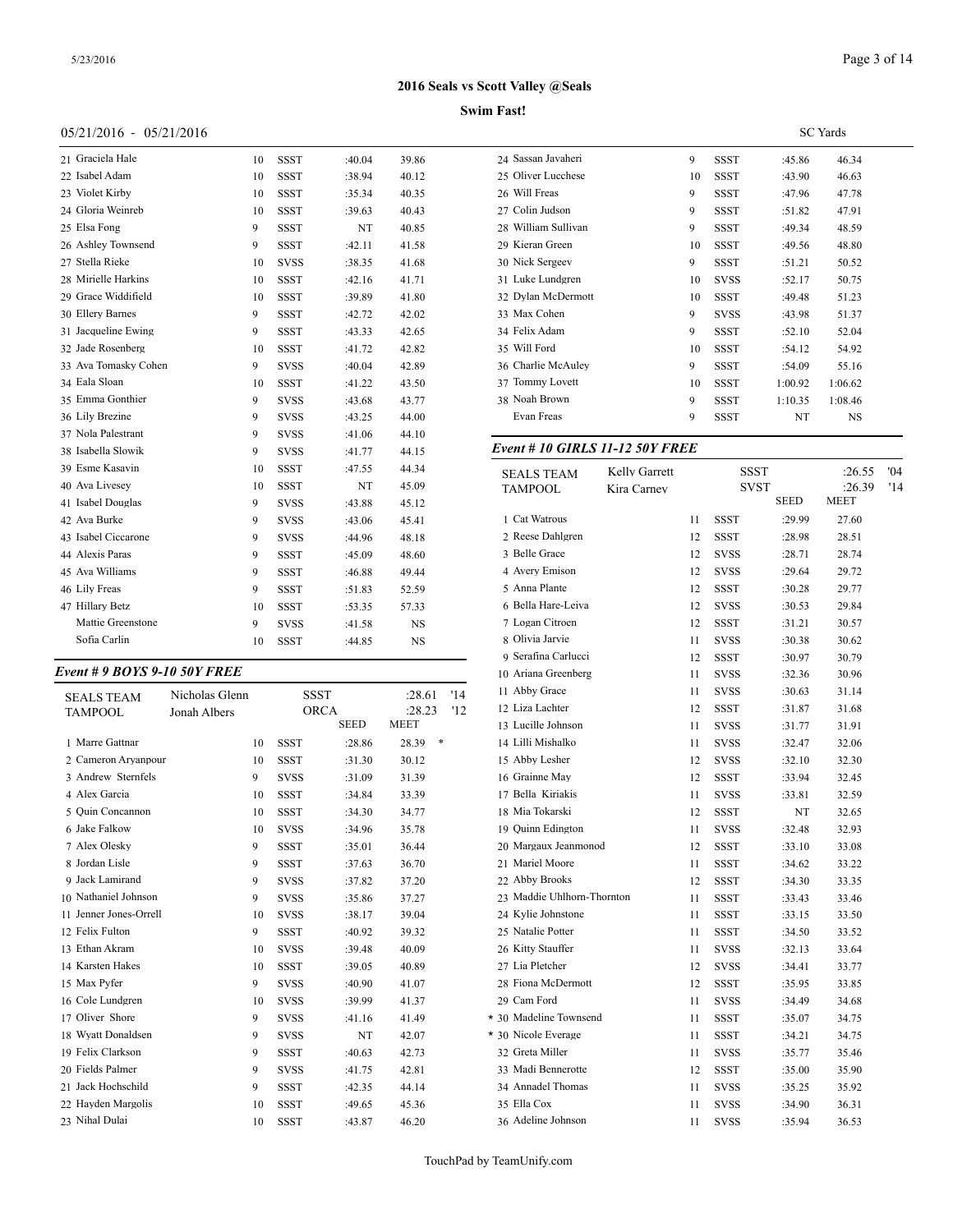# 2016 Seals vs Scott Valley @Seals

**Swim Fast!**

05/21/2016 - 05/21/2016

SC Yards

| Place | Name | Age | Team | Seed | Finals |
|---|---|---|---|---|---|
| 21 | Graciela Hale | 10 | SSST | :40.04 | 39.86 |
| 22 | Isabel Adam | 10 | SSST | :38.94 | 40.12 |
| 23 | Violet Kirby | 10 | SSST | :35.34 | 40.35 |
| 24 | Gloria Weinreb | 10 | SSST | :39.63 | 40.43 |
| 25 | Elsa Fong | 9 | SSST | NT | 40.85 |
| 26 | Ashley Townsend | 9 | SSST | :42.11 | 41.58 |
| 27 | Stella Rieke | 10 | SVSS | :38.35 | 41.68 |
| 28 | Mirielle Harkins | 10 | SSST | :42.16 | 41.71 |
| 29 | Grace Widdifield | 10 | SSST | :39.89 | 41.80 |
| 30 | Ellery Barnes | 9 | SSST | :42.72 | 42.02 |
| 31 | Jacqueline Ewing | 9 | SSST | :43.33 | 42.65 |
| 32 | Jade Rosenberg | 10 | SSST | :41.72 | 42.82 |
| 33 | Ava Tomasky Cohen | 9 | SVSS | :40.04 | 42.89 |
| 34 | Eala Sloan | 10 | SSST | :41.22 | 43.50 |
| 35 | Emma Gonthier | 9 | SVSS | :43.68 | 43.77 |
| 36 | Lily Brezine | 9 | SVSS | :43.25 | 44.00 |
| 37 | Nola Palestrant | 9 | SVSS | :41.06 | 44.10 |
| 38 | Isabella Slowik | 9 | SVSS | :41.77 | 44.15 |
| 39 | Esme Kasavin | 10 | SSST | :47.55 | 44.34 |
| 40 | Ava Livesey | 10 | SSST | NT | 45.09 |
| 41 | Isabel Douglas | 9 | SVSS | :43.88 | 45.12 |
| 42 | Ava Burke | 9 | SVSS | :43.06 | 45.41 |
| 43 | Isabel Ciccarone | 9 | SVSS | :44.96 | 48.18 |
| 44 | Alexis Paras | 9 | SSST | :45.09 | 48.60 |
| 45 | Ava Williams | 9 | SSST | :46.88 | 49.44 |
| 46 | Lily Freas | 9 | SSST | :51.83 | 52.59 |
| 47 | Hillary Betz | 10 | SSST | :53.35 | 57.33 |
| | Mattie Greenstone | 9 | SVSS | :41.58 | NS |
| | Sofia Carlin | 10 | SSST | :44.85 | NS |

### *Event # 9 BOYS 9-10 50Y FREE*

| Record | Name | Team | Time | Year |
|---|---|---|---|---|
| SEALS TEAM | Nicholas Glenn | SSST | :28.61 | '14 |
| TAMPOOL | Jonah Albers | ORCA | :28.23 | '12 |

| Place | Name | Age | Team | Seed | Meet |
|---|---|---|---|---|---|
| 1 | Marre Gattnar | 10 | SSST | :28.86 | 28.39 * |
| 2 | Cameron Aryanpour | 10 | SSST | :31.30 | 30.12 |
| 3 | Andrew Sternfels | 9 | SVSS | :31.09 | 31.39 |
| 4 | Alex Garcia | 10 | SSST | :34.84 | 33.39 |
| 5 | Quin Concannon | 10 | SSST | :34.30 | 34.77 |
| 6 | Jake Falkow | 10 | SVSS | :34.96 | 35.78 |
| 7 | Alex Olesky | 9 | SSST | :35.01 | 36.44 |
| 8 | Jordan Lisle | 9 | SSST | :37.63 | 36.70 |
| 9 | Jack Lamirand | 9 | SVSS | :37.82 | 37.20 |
| 10 | Nathaniel Johnson | 9 | SVSS | :35.86 | 37.27 |
| 11 | Jenner Jones-Orrell | 10 | SVSS | :38.17 | 39.04 |
| 12 | Felix Fulton | 9 | SSST | :40.92 | 39.32 |
| 13 | Ethan Akram | 10 | SVSS | :39.48 | 40.09 |
| 14 | Karsten Hakes | 10 | SSST | :39.05 | 40.89 |
| 15 | Max Pyfer | 9 | SVSS | :40.90 | 41.07 |
| 16 | Cole Lundgren | 10 | SVSS | :39.99 | 41.37 |
| 17 | Oliver Shore | 9 | SVSS | :41.16 | 41.49 |
| 18 | Wyatt Donaldsen | 9 | SVSS | NT | 42.07 |
| 19 | Felix Clarkson | 9 | SSST | :40.63 | 42.73 |
| 20 | Fields Palmer | 9 | SVSS | :41.75 | 42.81 |
| 21 | Jack Hochschild | 9 | SSST | :42.35 | 44.14 |
| 22 | Hayden Margolis | 10 | SSST | :49.65 | 45.36 |
| 23 | Nihal Dulai | 10 | SSST | :43.87 | 46.20 |
| 24 | Sassan Javaheri | 9 | SSST | :45.86 | 46.34 |
| 25 | Oliver Lucchese | 10 | SSST | :43.90 | 46.63 |
| 26 | Will Freas | 9 | SSST | :47.96 | 47.78 |
| 27 | Colin Judson | 9 | SSST | :51.82 | 47.91 |
| 28 | William Sullivan | 9 | SSST | :49.34 | 48.59 |
| 29 | Kieran Green | 10 | SSST | :49.56 | 48.80 |
| 30 | Nick Sergeev | 9 | SSST | :51.21 | 50.52 |
| 31 | Luke Lundgren | 10 | SVSS | :52.17 | 50.75 |
| 32 | Dylan McDermott | 10 | SSST | :49.48 | 51.23 |
| 33 | Max Cohen | 9 | SVSS | :43.98 | 51.37 |
| 34 | Felix Adam | 9 | SSST | :52.10 | 52.04 |
| 35 | Will Ford | 10 | SSST | :54.12 | 54.92 |
| 36 | Charlie McAuley | 9 | SSST | :54.09 | 55.16 |
| 37 | Tommy Lovett | 10 | SSST | 1:00.92 | 1:06.62 |
| 38 | Noah Brown | 9 | SSST | 1:10.35 | 1:08.46 |
| | Evan Freas | 9 | SSST | NT | NS |

### *Event # 10 GIRLS 11-12 50Y FREE*

| Record | Name | Team | Time | Year |
|---|---|---|---|---|
| SEALS TEAM | Kelly Garrett | SSST | :26.55 | '04 |
| TAMPOOL | Kira Carney | SVST | :26.39 | '14 |

| Place | Name | Age | Team | Seed | Meet |
|---|---|---|---|---|---|
| 1 | Cat Watrous | 11 | SSST | :29.99 | 27.60 |
| 2 | Reese Dahlgren | 12 | SSST | :28.98 | 28.51 |
| 3 | Belle Grace | 12 | SVSS | :28.71 | 28.74 |
| 4 | Avery Emison | 12 | SVSS | :29.64 | 29.72 |
| 5 | Anna Plante | 12 | SSST | :30.28 | 29.77 |
| 6 | Bella Hare-Leiva | 12 | SVSS | :30.53 | 29.84 |
| 7 | Logan Citroen | 12 | SSST | :31.21 | 30.57 |
| 8 | Olivia Jarvie | 11 | SVSS | :30.38 | 30.62 |
| 9 | Serafina Carlucci | 12 | SSST | :30.97 | 30.79 |
| 10 | Ariana Greenberg | 11 | SVSS | :32.36 | 30.96 |
| 11 | Abby Grace | 11 | SVSS | :30.63 | 31.14 |
| 12 | Liza Lachter | 12 | SSST | :31.87 | 31.68 |
| 13 | Lucille Johnson | 11 | SVSS | :31.77 | 31.91 |
| 14 | Lilli Mishalko | 11 | SVSS | :32.47 | 32.06 |
| 15 | Abby Lesher | 12 | SVSS | :32.10 | 32.30 |
| 16 | Grainne May | 12 | SSST | :33.94 | 32.45 |
| 17 | Bella Kiriakis | 11 | SVSS | :33.81 | 32.59 |
| 18 | Mia Tokarski | 12 | SSST | NT | 32.65 |
| 19 | Quinn Edington | 11 | SVSS | :32.48 | 32.93 |
| 20 | Margaux Jeanmonod | 12 | SSST | :33.10 | 33.08 |
| 21 | Mariel Moore | 11 | SSST | :34.62 | 33.22 |
| 22 | Abby Brooks | 12 | SSST | :34.30 | 33.35 |
| 23 | Maddie Uhlhorn-Thornton | 11 | SSST | :33.43 | 33.46 |
| 24 | Kylie Johnstone | 11 | SSST | :33.15 | 33.50 |
| 25 | Natalie Potter | 11 | SSST | :34.50 | 33.52 |
| 26 | Kitty Stauffer | 11 | SVSS | :32.13 | 33.64 |
| 27 | Lia Pletcher | 12 | SVSS | :34.41 | 33.77 |
| 28 | Fiona McDermott | 12 | SSST | :35.95 | 33.85 |
| 29 | Cam Ford | 11 | SVSS | :34.49 | 34.68 |
| * 30 | Madeline Townsend | 11 | SSST | :35.07 | 34.75 |
| * 30 | Nicole Everage | 11 | SSST | :34.21 | 34.75 |
| 32 | Greta Miller | 11 | SVSS | :35.77 | 35.46 |
| 33 | Madi Bennerotte | 12 | SSST | :35.00 | 35.90 |
| 34 | Annadel Thomas | 11 | SVSS | :35.25 | 35.92 |
| 35 | Ella Cox | 11 | SVSS | :34.90 | 36.31 |
| 36 | Adeline Johnson | 11 | SVSS | :35.94 | 36.53 |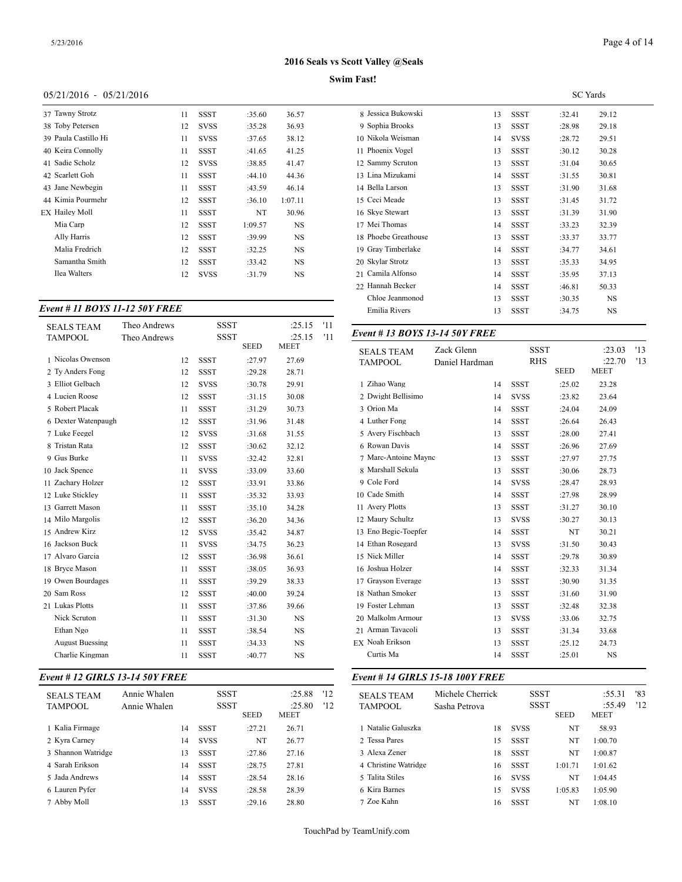# 2016 Seals vs Scott Valley @Seals

**Swim Fast!**

05/21/2016 - 05/21/2016

SC Yards

| | Name | Age | Team | Seed | Finals |
|---|---|---|---|---|---|
| 37 | Tawny Strotz | 11 | SSST | :35.60 | 36.57 |
| 38 | Toby Petersen | 12 | SVSS | :35.28 | 36.93 |
| 39 | Paula Castillo Hi | 11 | SVSS | :37.65 | 38.12 |
| 40 | Keira Connolly | 11 | SSST | :41.65 | 41.25 |
| 41 | Sadie Scholz | 12 | SVSS | :38.85 | 41.47 |
| 42 | Scarlett Goh | 11 | SSST | :44.10 | 44.36 |
| 43 | Jane Newbegin | 11 | SSST | :43.59 | 46.14 |
| 44 | Kimia Pourmehr | 12 | SSST | :36.10 | 1:07.11 |
| EX | Hailey Moll | 11 | SSST | NT | 30.96 |
| | Mia Carp | 12 | SSST | 1:09.57 | NS |
| | Ally Harris | 12 | SSST | :39.99 | NS |
| | Malia Fredrich | 12 | SSST | :32.25 | NS |
| | Samantha Smith | 12 | SSST | :33.42 | NS |
| | Ilea Walters | 12 | SVSS | :31.79 | NS |

### Event # 11 BOYS 11-12 50Y FREE

| | | | | | |
|---|---|---|---|---|---|
| SEALS TEAM | Theo Andrews | | SSST | :25.15 | '11 |
| TAMPOOL | Theo Andrews | | SSST | :25.15 | '11 |

| | Name | Age | Team | SEED | MEET |
|---|---|---|---|---|---|
| 1 | Nicolas Owenson | 12 | SSST | :27.97 | 27.69 |
| 2 | Ty Anders Fong | 12 | SSST | :29.28 | 28.71 |
| 3 | Elliot Gelbach | 12 | SVSS | :30.78 | 29.91 |
| 4 | Lucien Roose | 12 | SSST | :31.15 | 30.08 |
| 5 | Robert Placak | 11 | SSST | :31.29 | 30.73 |
| 6 | Dexter Watenpaugh | 12 | SSST | :31.96 | 31.48 |
| 7 | Luke Feegel | 12 | SVSS | :31.68 | 31.55 |
| 8 | Tristan Rata | 12 | SSST | :30.62 | 32.12 |
| 9 | Gus Burke | 11 | SVSS | :32.42 | 32.81 |
| 10 | Jack Spence | 11 | SVSS | :33.09 | 33.60 |
| 11 | Zachary Holzer | 12 | SSST | :33.91 | 33.86 |
| 12 | Luke Stickley | 11 | SSST | :35.32 | 33.93 |
| 13 | Garrett Mason | 11 | SSST | :35.10 | 34.28 |
| 14 | Milo Margolis | 12 | SSST | :36.20 | 34.36 |
| 15 | Andrew Kirz | 12 | SVSS | :35.42 | 34.87 |
| 16 | Jackson Buck | 11 | SVSS | :34.75 | 36.23 |
| 17 | Alvaro Garcia | 12 | SSST | :36.98 | 36.61 |
| 18 | Bryce Mason | 11 | SSST | :38.05 | 36.93 |
| 19 | Owen Bourdages | 11 | SSST | :39.29 | 38.33 |
| 20 | Sam Ross | 12 | SSST | :40.00 | 39.24 |
| 21 | Lukas Plotts | 11 | SSST | :37.86 | 39.66 |
| | Nick Scruton | 11 | SSST | :31.30 | NS |
| | Ethan Ngo | 11 | SSST | :38.54 | NS |
| | August Buessing | 11 | SSST | :34.33 | NS |
| | Charlie Kingman | 11 | SSST | :40.77 | NS |

### Event # 12 GIRLS 13-14 50Y FREE

| | | | | | |
|---|---|---|---|---|---|
| SEALS TEAM | Annie Whalen | | SSST | :25.88 | '12 |
| TAMPOOL | Annie Whalen | | SSST | :25.80 | '12 |

| | Name | Age | Team | SEED | MEET |
|---|---|---|---|---|---|
| 1 | Kalia Firmage | 14 | SSST | :27.21 | 26.71 |
| 2 | Kyra Carney | 14 | SVSS | NT | 26.77 |
| 3 | Shannon Watridge | 13 | SSST | :27.86 | 27.16 |
| 4 | Sarah Erikson | 14 | SSST | :28.75 | 27.81 |
| 5 | Jada Andrews | 14 | SSST | :28.54 | 28.16 |
| 6 | Lauren Pyfer | 14 | SVSS | :28.58 | 28.39 |
| 7 | Abby Moll | 13 | SSST | :29.16 | 28.80 |
| 8 | Jessica Bukowski | 13 | SSST | :32.41 | 29.12 |
| 9 | Sophia Brooks | 13 | SSST | :28.98 | 29.18 |
| 10 | Nikola Weisman | 14 | SVSS | :28.72 | 29.51 |
| 11 | Phoenix Vogel | 13 | SSST | :30.12 | 30.28 |
| 12 | Sammy Scruton | 13 | SSST | :31.04 | 30.65 |
| 13 | Lina Mizukami | 14 | SSST | :31.55 | 30.81 |
| 14 | Bella Larson | 13 | SSST | :31.90 | 31.68 |
| 15 | Ceci Meade | 13 | SSST | :31.45 | 31.72 |
| 16 | Skye Stewart | 13 | SSST | :31.39 | 31.90 |
| 17 | Mei Thomas | 14 | SSST | :33.23 | 32.39 |
| 18 | Phoebe Greathouse | 13 | SSST | :33.37 | 33.77 |
| 19 | Gray Timberlake | 14 | SSST | :34.77 | 34.61 |
| 20 | Skylar Strotz | 13 | SSST | :35.33 | 34.95 |
| 21 | Camila Alfonso | 14 | SSST | :35.95 | 37.13 |
| 22 | Hannah Becker | 14 | SSST | :46.81 | 50.33 |
| | Chloe Jeanmonod | 13 | SSST | :30.35 | NS |
| | Emilia Rivers | 13 | SSST | :34.75 | NS |

### Event # 13 BOYS 13-14 50Y FREE

| | | | | | |
|---|---|---|---|---|---|
| SEALS TEAM | Zack Glenn | | SSST | :23.03 | '13 |
| TAMPOOL | Daniel Hardman | | RHS | :22.70 | '13 |

| | Name | Age | Team | SEED | MEET |
|---|---|---|---|---|---|
| 1 | Zihao Wang | 14 | SSST | :25.02 | 23.28 |
| 2 | Dwight Bellisimo | 14 | SVSS | :23.82 | 23.64 |
| 3 | Orion Ma | 14 | SSST | :24.04 | 24.09 |
| 4 | Luther Fong | 14 | SSST | :26.64 | 26.43 |
| 5 | Avery Fischbach | 13 | SSST | :28.00 | 27.41 |
| 6 | Rowan Davis | 14 | SSST | :26.96 | 27.69 |
| 7 | Marc-Antoine Maync | 13 | SSST | :27.97 | 27.75 |
| 8 | Marshall Sekula | 13 | SSST | :30.06 | 28.73 |
| 9 | Cole Ford | 14 | SVSS | :28.47 | 28.93 |
| 10 | Cade Smith | 14 | SSST | :27.98 | 28.99 |
| 11 | Avery Plotts | 13 | SSST | :31.27 | 30.10 |
| 12 | Maury Schultz | 13 | SVSS | :30.27 | 30.13 |
| 13 | Eno Begic-Toepfer | 14 | SSST | NT | 30.21 |
| 14 | Ethan Rosegard | 13 | SVSS | :31.50 | 30.43 |
| 15 | Nick Miller | 14 | SSST | :29.78 | 30.89 |
| 16 | Joshua Holzer | 14 | SSST | :32.33 | 31.34 |
| 17 | Grayson Everage | 13 | SSST | :30.90 | 31.35 |
| 18 | Nathan Smoker | 13 | SSST | :31.60 | 31.90 |
| 19 | Foster Lehman | 13 | SSST | :32.48 | 32.38 |
| 20 | Malkolm Armour | 13 | SVSS | :33.06 | 32.75 |
| 21 | Arman Tavacoli | 13 | SSST | :31.34 | 33.68 |
| EX | Noah Erikson | 13 | SSST | :25.12 | 24.73 |
| | Curtis Ma | 14 | SSST | :25.01 | NS |

### Event # 14 GIRLS 15-18 100Y FREE

| | | | | | |
|---|---|---|---|---|---|
| SEALS TEAM | Michele Cherrick | | SSST | :55.31 | '83 |
| TAMPOOL | Sasha Petrova | | SSST | :55.49 | '12 |

| | Name | Age | Team | SEED | MEET |
|---|---|---|---|---|---|
| 1 | Natalie Galuszka | 18 | SVSS | NT | 58.93 |
| 2 | Tessa Pares | 15 | SSST | NT | 1:00.70 |
| 3 | Alexa Zener | 18 | SSST | NT | 1:00.87 |
| 4 | Christine Watridge | 16 | SSST | 1:01.71 | 1:01.62 |
| 5 | Talita Stiles | 16 | SVSS | NT | 1:04.45 |
| 6 | Kira Barnes | 15 | SVSS | 1:05.83 | 1:05.90 |
| 7 | Zoe Kahn | 16 | SSST | NT | 1:08.10 |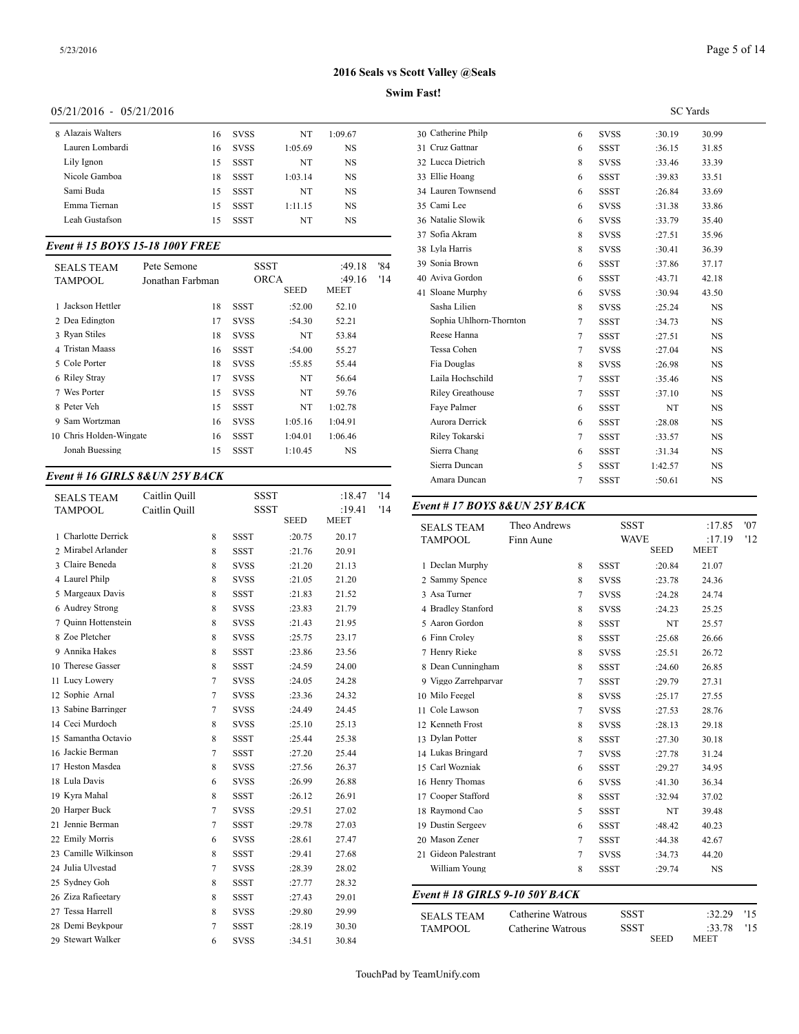## 2016 Seals vs Scott Valley @Seals

**Swim Fast!**

05/21/2016 - 05/21/2016

SC Yards

| | Name | Age | Team | Seed | Meet |
|---|---|---|---|---|---|
| 8 | Alazais Walters | 16 | SVSS | NT | 1:09.67 |
| | Lauren Lombardi | 16 | SVSS | 1:05.69 | NS |
| | Lily Ignon | 15 | SSST | NT | NS |
| | Nicole Gamboa | 18 | SSST | 1:03.14 | NS |
| | Sami Buda | 15 | SSST | NT | NS |
| | Emma Tiernan | 15 | SSST | 1:11.15 | NS |
| | Leah Gustafson | 15 | SSST | NT | NS |

### *Event # 15 BOYS 15-18 100Y FREE*

| | | | | | |
|---|---|---|---|---|---|
| SEALS TEAM | Pete Semone | | SSST | :49.18 | '84 |
| TAMPOOL | Jonathan Farbman | | ORCA | :49.16 | '14 |

| | Name | Age | Team | SEED | MEET |
|---|---|---|---|---|---|
| 1 | Jackson Hettler | 18 | SSST | :52.00 | 52.10 |
| 2 | Dea Edington | 17 | SVSS | :54.30 | 52.21 |
| 3 | Ryan Stiles | 18 | SVSS | NT | 53.84 |
| 4 | Tristan Maass | 16 | SSST | :54.00 | 55.27 |
| 5 | Cole Porter | 18 | SVSS | :55.85 | 55.44 |
| 6 | Riley Stray | 17 | SVSS | NT | 56.64 |
| 7 | Wes Porter | 15 | SVSS | NT | 59.76 |
| 8 | Peter Veh | 15 | SSST | NT | 1:02.78 |
| 9 | Sam Wortzman | 16 | SVSS | 1:05.16 | 1:04.91 |
| 10 | Chris Holden-Wingate | 16 | SSST | 1:04.01 | 1:06.46 |
| | Jonah Buessing | 15 | SSST | 1:10.45 | NS |

### *Event # 16 GIRLS 8&UN 25Y BACK*

| | | | | | |
|---|---|---|---|---|---|
| SEALS TEAM | Caitlin Quill | | SSST | :18.47 | '14 |
| TAMPOOL | Caitlin Quill | | SSST | :19.41 | '14 |

| | Name | Age | Team | SEED | MEET |
|---|---|---|---|---|---|
| 1 | Charlotte Derrick | 8 | SSST | :20.75 | 20.17 |
| 2 | Mirabel Arlander | 8 | SSST | :21.76 | 20.91 |
| 3 | Claire Beneda | 8 | SVSS | :21.20 | 21.13 |
| 4 | Laurel Philp | 8 | SVSS | :21.05 | 21.20 |
| 5 | Margeaux Davis | 8 | SSST | :21.83 | 21.52 |
| 6 | Audrey Strong | 8 | SVSS | :23.83 | 21.79 |
| 7 | Quinn Hottenstein | 8 | SVSS | :21.43 | 21.95 |
| 8 | Zoe Pletcher | 8 | SVSS | :25.75 | 23.17 |
| 9 | Annika Hakes | 8 | SSST | :23.86 | 23.56 |
| 10 | Therese Gasser | 8 | SSST | :24.59 | 24.00 |
| 11 | Lucy Lowery | 7 | SVSS | :24.05 | 24.28 |
| 12 | Sophie Arnal | 7 | SVSS | :23.36 | 24.32 |
| 13 | Sabine Barringer | 7 | SVSS | :24.49 | 24.45 |
| 14 | Ceci Murdoch | 8 | SVSS | :25.10 | 25.13 |
| 15 | Samantha Octavio | 8 | SSST | :25.44 | 25.38 |
| 16 | Jackie Berman | 7 | SSST | :27.20 | 25.44 |
| 17 | Heston Masdea | 8 | SVSS | :27.56 | 26.37 |
| 18 | Lula Davis | 6 | SVSS | :26.99 | 26.88 |
| 19 | Kyra Mahal | 8 | SSST | :26.12 | 26.91 |
| 20 | Harper Buck | 7 | SVSS | :29.51 | 27.02 |
| 21 | Jennie Berman | 7 | SSST | :29.78 | 27.03 |
| 22 | Emily Morris | 6 | SVSS | :28.61 | 27.47 |
| 23 | Camille Wilkinson | 8 | SSST | :29.41 | 27.68 |
| 24 | Julia Ulvestad | 7 | SVSS | :28.39 | 28.02 |
| 25 | Sydney Goh | 8 | SSST | :27.77 | 28.32 |
| 26 | Ziza Rafieetary | 8 | SSST | :27.43 | 29.01 |
| 27 | Tessa Harrell | 8 | SVSS | :29.80 | 29.99 |
| 28 | Demi Beykpour | 7 | SSST | :28.19 | 30.30 |
| 29 | Stewart Walker | 6 | SVSS | :34.51 | 30.84 |
| 30 | Catherine Philp | 6 | SVSS | :30.19 | 30.99 |
| 31 | Cruz Gattnar | 6 | SSST | :36.15 | 31.85 |
| 32 | Lucca Dietrich | 8 | SVSS | :33.46 | 33.39 |
| 33 | Ellie Hoang | 6 | SSST | :39.83 | 33.51 |
| 34 | Lauren Townsend | 6 | SSST | :26.84 | 33.69 |
| 35 | Cami Lee | 6 | SVSS | :31.38 | 33.86 |
| 36 | Natalie Slowik | 6 | SVSS | :33.79 | 35.40 |
| 37 | Sofia Akram | 8 | SVSS | :27.51 | 35.96 |
| 38 | Lyla Harris | 8 | SVSS | :30.41 | 36.39 |
| 39 | Sonia Brown | 6 | SSST | :37.86 | 37.17 |
| 40 | Aviva Gordon | 6 | SSST | :43.71 | 42.18 |
| 41 | Sloane Murphy | 6 | SVSS | :30.94 | 43.50 |
| | Sasha Lilien | 8 | SVSS | :25.24 | NS |
| | Sophia Uhlhorn-Thornton | 7 | SSST | :34.73 | NS |
| | Reese Hanna | 7 | SSST | :27.51 | NS |
| | Tessa Cohen | 7 | SVSS | :27.04 | NS |
| | Fia Douglas | 8 | SVSS | :26.98 | NS |
| | Laila Hochschild | 7 | SSST | :35.46 | NS |
| | Riley Greathouse | 7 | SSST | :37.10 | NS |
| | Faye Palmer | 6 | SSST | NT | NS |
| | Aurora Derrick | 6 | SSST | :28.08 | NS |
| | Riley Tokarski | 7 | SSST | :33.57 | NS |
| | Sierra Chang | 6 | SSST | :31.34 | NS |
| | Sierra Duncan | 5 | SSST | 1:42.57 | NS |
| | Amara Duncan | 7 | SSST | :50.61 | NS |

### *Event # 17 BOYS 8&UN 25Y BACK*

| | | | | | |
|---|---|---|---|---|---|
| SEALS TEAM | Theo Andrews | | SSST | :17.85 | '07 |
| TAMPOOL | Finn Aune | | WAVE | :17.19 | '12 |

| | Name | Age | Team | SEED | MEET |
|---|---|---|---|---|---|
| 1 | Declan Murphy | 8 | SSST | :20.84 | 21.07 |
| 2 | Sammy Spence | 8 | SVSS | :23.78 | 24.36 |
| 3 | Asa Turner | 7 | SVSS | :24.28 | 24.74 |
| 4 | Bradley Stanford | 8 | SVSS | :24.23 | 25.25 |
| 5 | Aaron Gordon | 8 | SSST | NT | 25.57 |
| 6 | Finn Croley | 8 | SSST | :25.68 | 26.66 |
| 7 | Henry Rieke | 8 | SVSS | :25.51 | 26.72 |
| 8 | Dean Cunningham | 8 | SSST | :24.60 | 26.85 |
| 9 | Viggo Zarrehparvar | 7 | SSST | :29.79 | 27.31 |
| 10 | Milo Feegel | 8 | SVSS | :25.17 | 27.55 |
| 11 | Cole Lawson | 7 | SVSS | :27.53 | 28.76 |
| 12 | Kenneth Frost | 8 | SVSS | :28.13 | 29.18 |
| 13 | Dylan Potter | 8 | SSST | :27.30 | 30.18 |
| 14 | Lukas Bringard | 7 | SVSS | :27.78 | 31.24 |
| 15 | Carl Wozniak | 6 | SSST | :29.27 | 34.95 |
| 16 | Henry Thomas | 6 | SVSS | :41.30 | 36.34 |
| 17 | Cooper Stafford | 8 | SSST | :32.94 | 37.02 |
| 18 | Raymond Cao | 5 | SSST | NT | 39.48 |
| 19 | Dustin Sergeev | 6 | SSST | :48.42 | 40.23 |
| 20 | Mason Zener | 7 | SSST | :44.38 | 42.67 |
| 21 | Gideon Palestrant | 7 | SVSS | :34.73 | 44.20 |
| | William Young | 8 | SSST | :29.74 | NS |

### *Event # 18 GIRLS 9-10 50Y BACK*

| | | | | | |
|---|---|---|---|---|---|
| SEALS TEAM | Catherine Watrous | | SSST | :32.29 | '15 |
| TAMPOOL | Catherine Watrous | | SSST | :33.78 | '15 |
| | | | SEED | MEET | |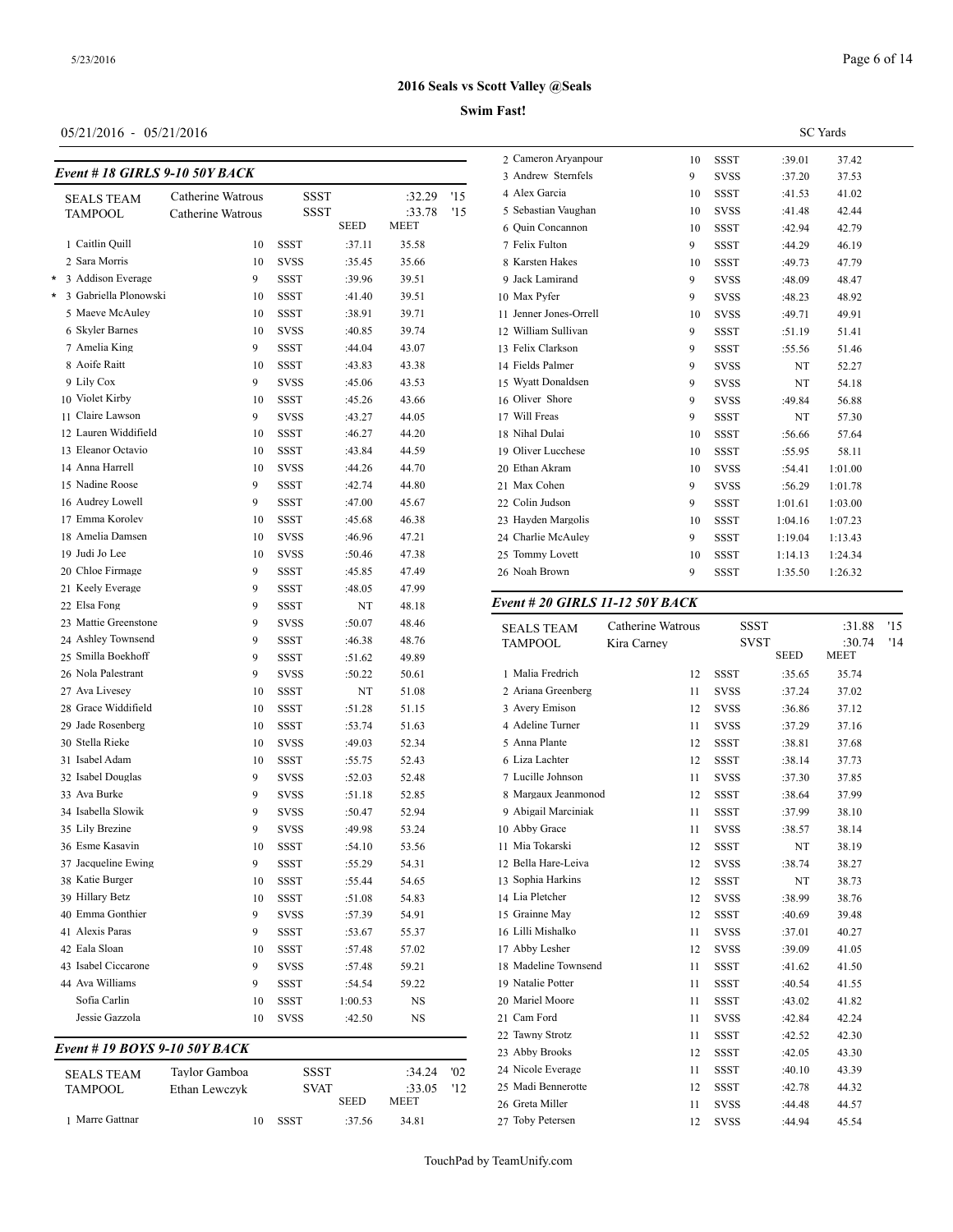# 2016 Seals vs Scott Valley @Seals

**Swim Fast!**

05/21/2016 - 05/21/2016

SC Yards

### Event # 18 GIRLS 9-10 50Y BACK

| SEALS TEAM | Catherine Watrous | SSST | :32.29 | '15 |
|---|---|---|---|---|
| TAMPOOL | Catherine Watrous | SSST | :33.78 | '15 |

| | Name | Age | Team | SEED | MEET |
|---|---|---|---|---|---|
| | 1 Caitlin Quill | 10 | SSST | :37.11 | 35.58 |
| | 2 Sara Morris | 10 | SVSS | :35.45 | 35.66 |
| * | 3 Addison Everage | 9 | SSST | :39.96 | 39.51 |
| * | 3 Gabriella Plonowski | 10 | SSST | :41.40 | 39.51 |
| | 5 Maeve McAuley | 10 | SSST | :38.91 | 39.71 |
| | 6 Skyler Barnes | 10 | SVSS | :40.85 | 39.74 |
| | 7 Amelia King | 9 | SSST | :44.04 | 43.07 |
| | 8 Aoife Raitt | 10 | SSST | :43.83 | 43.38 |
| | 9 Lily Cox | 9 | SVSS | :45.06 | 43.53 |
| | 10 Violet Kirby | 10 | SSST | :45.26 | 43.66 |
| | 11 Claire Lawson | 9 | SVSS | :43.27 | 44.05 |
| | 12 Lauren Widdifield | 10 | SSST | :46.27 | 44.20 |
| | 13 Eleanor Octavio | 10 | SSST | :43.84 | 44.59 |
| | 14 Anna Harrell | 10 | SVSS | :44.26 | 44.70 |
| | 15 Nadine Roose | 9 | SSST | :42.74 | 44.80 |
| | 16 Audrey Lowell | 9 | SSST | :47.00 | 45.67 |
| | 17 Emma Korolev | 10 | SSST | :45.68 | 46.38 |
| | 18 Amelia Damsen | 10 | SVSS | :46.96 | 47.21 |
| | 19 Judi Jo Lee | 10 | SVSS | :50.46 | 47.38 |
| | 20 Chloe Firmage | 9 | SSST | :45.85 | 47.49 |
| | 21 Keely Everage | 9 | SSST | :48.05 | 47.99 |
| | 22 Elsa Fong | 9 | SSST | NT | 48.18 |
| | 23 Mattie Greenstone | 9 | SVSS | :50.07 | 48.46 |
| | 24 Ashley Townsend | 9 | SSST | :46.38 | 48.76 |
| | 25 Smilla Boekhoff | 9 | SSST | :51.62 | 49.89 |
| | 26 Nola Palestrant | 9 | SVSS | :50.22 | 50.61 |
| | 27 Ava Livesey | 10 | SSST | NT | 51.08 |
| | 28 Grace Widdifield | 10 | SSST | :51.28 | 51.15 |
| | 29 Jade Rosenberg | 10 | SSST | :53.74 | 51.63 |
| | 30 Stella Rieke | 10 | SVSS | :49.03 | 52.34 |
| | 31 Isabel Adam | 10 | SSST | :55.75 | 52.43 |
| | 32 Isabel Douglas | 9 | SVSS | :52.03 | 52.48 |
| | 33 Ava Burke | 9 | SVSS | :51.18 | 52.85 |
| | 34 Isabella Slowik | 9 | SVSS | :50.47 | 52.94 |
| | 35 Lily Brezine | 9 | SVSS | :49.98 | 53.24 |
| | 36 Esme Kasavin | 10 | SSST | :54.10 | 53.56 |
| | 37 Jacqueline Ewing | 9 | SSST | :55.29 | 54.31 |
| | 38 Katie Burger | 10 | SSST | :55.44 | 54.65 |
| | 39 Hillary Betz | 10 | SSST | :51.08 | 54.83 |
| | 40 Emma Gonthier | 9 | SVSS | :57.39 | 54.91 |
| | 41 Alexis Paras | 9 | SSST | :53.67 | 55.37 |
| | 42 Eala Sloan | 10 | SSST | :57.48 | 57.02 |
| | 43 Isabel Ciccarone | 9 | SVSS | :57.48 | 59.21 |
| | 44 Ava Williams | 9 | SSST | :54.54 | 59.22 |
| | Sofia Carlin | 10 | SSST | 1:00.53 | NS |
| | Jessie Gazzola | 10 | SVSS | :42.50 | NS |

### Event # 19 BOYS 9-10 50Y BACK

| SEALS TEAM | Taylor Gamboa | SSST | :34.24 | '02 |
|---|---|---|---|---|
| TAMPOOL | Ethan Lewczyk | SVAT | :33.05 | '12 |

| Name | Age | Team | SEED | MEET |
|---|---|---|---|---|
| 1 Marre Gattnar | 10 | SSST | :37.56 | 34.81 |
| 2 Cameron Aryanpour | 10 | SSST | :39.01 | 37.42 |
| 3 Andrew Sternfels | 9 | SVSS | :37.20 | 37.53 |
| 4 Alex Garcia | 10 | SSST | :41.53 | 41.02 |
| 5 Sebastian Vaughan | 10 | SVSS | :41.48 | 42.44 |
| 6 Quin Concannon | 10 | SSST | :42.94 | 42.79 |
| 7 Felix Fulton | 9 | SSST | :44.29 | 46.19 |
| 8 Karsten Hakes | 10 | SSST | :49.73 | 47.79 |
| 9 Jack Lamirand | 9 | SVSS | :48.09 | 48.47 |
| 10 Max Pyfer | 9 | SVSS | :48.23 | 48.92 |
| 11 Jenner Jones-Orrell | 10 | SVSS | :49.71 | 49.91 |
| 12 William Sullivan | 9 | SSST | :51.19 | 51.41 |
| 13 Felix Clarkson | 9 | SSST | :55.56 | 51.46 |
| 14 Fields Palmer | 9 | SVSS | NT | 52.27 |
| 15 Wyatt Donaldsen | 9 | SVSS | NT | 54.18 |
| 16 Oliver Shore | 9 | SVSS | :49.84 | 56.88 |
| 17 Will Freas | 9 | SSST | NT | 57.30 |
| 18 Nihal Dulai | 10 | SSST | :56.66 | 57.64 |
| 19 Oliver Lucchese | 10 | SSST | :55.95 | 58.11 |
| 20 Ethan Akram | 10 | SVSS | :54.41 | 1:01.00 |
| 21 Max Cohen | 9 | SVSS | :56.29 | 1:01.78 |
| 22 Colin Judson | 9 | SSST | 1:01.61 | 1:03.00 |
| 23 Hayden Margolis | 10 | SSST | 1:04.16 | 1:07.23 |
| 24 Charlie McAuley | 9 | SSST | 1:19.04 | 1:13.43 |
| 25 Tommy Lovett | 10 | SSST | 1:14.13 | 1:24.34 |
| 26 Noah Brown | 9 | SSST | 1:35.50 | 1:26.32 |

### Event # 20 GIRLS 11-12 50Y BACK

| SEALS TEAM | Catherine Watrous | SSST | :31.88 | '15 |
|---|---|---|---|---|
| TAMPOOL | Kira Carney | SVST | :30.74 | '14 |

| Name | Age | Team | SEED | MEET |
|---|---|---|---|---|
| 1 Malia Fredrich | 12 | SSST | :35.65 | 35.74 |
| 2 Ariana Greenberg | 11 | SVSS | :37.24 | 37.02 |
| 3 Avery Emison | 12 | SVSS | :36.86 | 37.12 |
| 4 Adeline Turner | 11 | SVSS | :37.29 | 37.16 |
| 5 Anna Plante | 12 | SSST | :38.81 | 37.68 |
| 6 Liza Lachter | 12 | SSST | :38.14 | 37.73 |
| 7 Lucille Johnson | 11 | SVSS | :37.30 | 37.85 |
| 8 Margaux Jeanmonod | 12 | SSST | :38.64 | 37.99 |
| 9 Abigail Marciniak | 11 | SSST | :37.99 | 38.10 |
| 10 Abby Grace | 11 | SVSS | :38.57 | 38.14 |
| 11 Mia Tokarski | 12 | SSST | NT | 38.19 |
| 12 Bella Hare-Leiva | 12 | SVSS | :38.74 | 38.27 |
| 13 Sophia Harkins | 12 | SSST | NT | 38.73 |
| 14 Lia Pletcher | 12 | SVSS | :38.99 | 38.76 |
| 15 Grainne May | 12 | SSST | :40.69 | 39.48 |
| 16 Lilli Mishalko | 11 | SVSS | :37.01 | 40.27 |
| 17 Abby Lesher | 12 | SVSS | :39.09 | 41.05 |
| 18 Madeline Townsend | 11 | SSST | :41.62 | 41.50 |
| 19 Natalie Potter | 11 | SSST | :40.54 | 41.55 |
| 20 Mariel Moore | 11 | SSST | :43.02 | 41.82 |
| 21 Cam Ford | 11 | SVSS | :42.84 | 42.24 |
| 22 Tawny Strotz | 11 | SSST | :42.52 | 42.30 |
| 23 Abby Brooks | 12 | SSST | :42.05 | 43.30 |
| 24 Nicole Everage | 11 | SSST | :40.10 | 43.39 |
| 25 Madi Bennerotte | 12 | SSST | :42.78 | 44.32 |
| 26 Greta Miller | 11 | SVSS | :44.48 | 44.57 |
| 27 Toby Petersen | 12 | SVSS | :44.94 | 45.54 |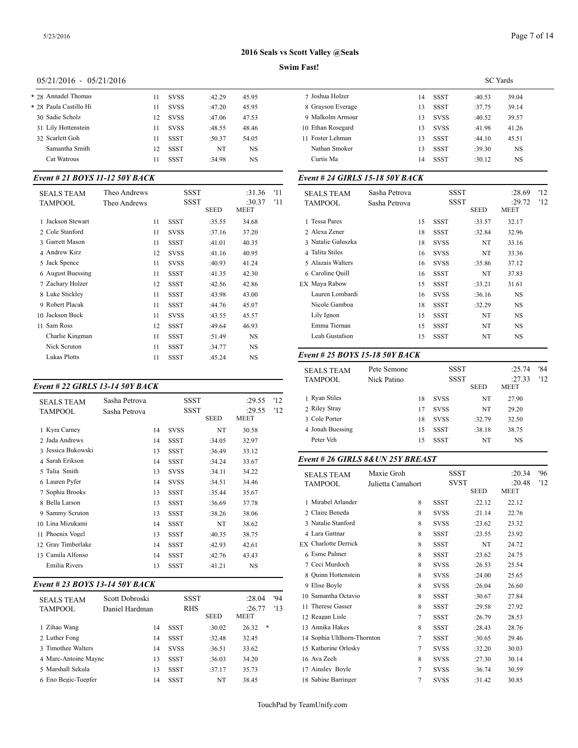# 2016 Seals vs Scott Valley @Seals

**Swim Fast!**

05/21/2016 - 05/21/2016 SC Yards

| Place | Name | Age | Team | Seed | Time |
|---|---|---|---|---|---|
| * 28 | Annadel Thomas | 11 | SVSS | :42.29 | 45.95 |
| * 28 | Paula Castillo Hi | 11 | SVSS | :47.20 | 45.95 |
| 30 | Sadie Scholz | 12 | SVSS | :47.06 | 47.53 |
| 31 | Lily Hottenstein | 11 | SVSS | :48.55 | 48.46 |
| 32 | Scarlett Goh | 11 | SSST | :50.37 | 54.05 |
| | Samantha Smith | 12 | SSST | NT | NS |
| | Cat Watrous | 11 | SSST | :34.98 | NS |

### Event # 21 BOYS 11-12 50Y BACK

| SEALS TEAM | Theo Andrews | | SSST | | :31.36 '11 |
|---|---|---|---|---|---|
| TAMPOOL | Theo Andrews | | SSST | | :30.37 '11 |
| | | | | SEED | MEET |
| 1 | Jackson Stewart | 11 | SSST | :35.55 | 34.68 |
| 2 | Cole Stanford | 11 | SVSS | :37.16 | 37.20 |
| 3 | Garrett Mason | 11 | SSST | :41.01 | 40.35 |
| 4 | Andrew Kirz | 12 | SVSS | :41.16 | 40.95 |
| 5 | Jack Spence | 11 | SVSS | :40.93 | 41.24 |
| 6 | August Buessing | 11 | SSST | :41.35 | 42.30 |
| 7 | Zachary Holzer | 12 | SSST | :42.56 | 42.86 |
| 8 | Luke Stickley | 11 | SSST | :43.98 | 43.00 |
| 9 | Robert Placak | 11 | SSST | :44.76 | 45.07 |
| 10 | Jackson Buck | 11 | SVSS | :43.55 | 45.57 |
| 11 | Sam Ross | 12 | SSST | :49.64 | 46.93 |
| | Charlie Kingman | 11 | SSST | :51.49 | NS |
| | Nick Scruton | 11 | SSST | :34.77 | NS |
| | Lukas Plotts | 11 | SSST | :45.24 | NS |

### Event # 22 GIRLS 13-14 50Y BACK

| SEALS TEAM | Sasha Petrova | | SSST | | :29.55 '12 |
|---|---|---|---|---|---|
| TAMPOOL | Sasha Petrova | | SSST | | :29.55 '12 |
| | | | | SEED | MEET |
| 1 | Kyra Carney | 14 | SVSS | NT | 30.58 |
| 2 | Jada Andrews | 14 | SSST | :34.05 | 32.97 |
| 3 | Jessica Bukowski | 13 | SSST | :36.49 | 33.12 |
| 4 | Sarah Erikson | 14 | SSST | :34.24 | 33.67 |
| 5 | Talia Smith | 13 | SVSS | :34.11 | 34.22 |
| 6 | Lauren Pyfer | 14 | SVSS | :34.51 | 34.46 |
| 7 | Sophia Brooks | 13 | SSST | :35.44 | 35.67 |
| 8 | Bella Larson | 13 | SSST | :36.69 | 37.78 |
| 9 | Sammy Scruton | 13 | SSST | :38.26 | 38.06 |
| 10 | Lina Mizukami | 14 | SSST | NT | 38.62 |
| 11 | Phoenix Vogel | 13 | SSST | :40.35 | 38.75 |
| 12 | Gray Timberlake | 14 | SSST | :42.93 | 42.61 |
| 13 | Camila Alfonso | 14 | SSST | :42.76 | 43.43 |
| | Emilia Rivers | 13 | SSST | :41.21 | NS |

### Event # 23 BOYS 13-14 50Y BACK

| SEALS TEAM | Scott Dobroski | | SSST | | :28.04 '94 |
|---|---|---|---|---|---|
| TAMPOOL | Daniel Hardman | | RHS | | :26.77 '13 |
| | | | | SEED | MEET |
| 1 | Zihao Wang | 14 | SSST | :30.02 | 26.32 * |
| 2 | Luther Fong | 14 | SSST | :32.48 | 32.45 |
| 3 | Timothee Walters | 14 | SVSS | :36.51 | 33.62 |
| 4 | Marc-Antoine Maync | 13 | SSST | :36.03 | 34.20 |
| 5 | Marshall Sekula | 13 | SSST | :37.17 | 35.73 |
| 6 | Eno Begic-Toepfer | 14 | SSST | NT | 38.45 |
| 7 | Joshua Holzer | 14 | SSST | :40.53 | 39.04 |
| 8 | Grayson Everage | 13 | SSST | :37.75 | 39.14 |
| 9 | Malkolm Armour | 13 | SVSS | :40.52 | 39.57 |
| 10 | Ethan Rosegard | 13 | SVSS | :41.98 | 41.26 |
| 11 | Foster Lehman | 13 | SSST | :44.10 | 45.51 |
| | Nathan Smoker | 13 | SSST | :39.30 | NS |
| | Curtis Ma | 14 | SSST | :30.12 | NS |

### Event # 24 GIRLS 15-18 50Y BACK

| SEALS TEAM | Sasha Petrova | | SSST | | :28.69 '12 |
|---|---|---|---|---|---|
| TAMPOOL | Sasha Petrova | | SSST | | :29.72 '12 |
| | | | | SEED | MEET |
| 1 | Tessa Pares | 15 | SSST | :33.57 | 32.17 |
| 2 | Alexa Zener | 18 | SSST | :32.84 | 32.96 |
| 3 | Natalie Galuszka | 18 | SVSS | NT | 33.16 |
| 4 | Talita Stiles | 16 | SVSS | NT | 33.36 |
| 5 | Alazais Walters | 16 | SVSS | :35.86 | 37.12 |
| 6 | Caroline Quill | 16 | SSST | NT | 37.83 |
| EX | Maya Rabow | 15 | SSST | :33.21 | 31.61 |
| | Lauren Lombardi | 16 | SVSS | :36.16 | NS |
| | Nicole Gamboa | 18 | SSST | :32.29 | NS |
| | Lily Ignon | 15 | SSST | NT | NS |
| | Emma Tiernan | 15 | SSST | NT | NS |
| | Leah Gustafson | 15 | SSST | NT | NS |

### Event # 25 BOYS 15-18 50Y BACK

| SEALS TEAM | Pete Semone | | SSST | | :25.74 '84 |
|---|---|---|---|---|---|
| TAMPOOL | Nick Patino | | SSST | | :27.33 '12 |
| | | | | SEED | MEET |
| 1 | Ryan Stiles | 18 | SVSS | NT | 27.90 |
| 2 | Riley Stray | 17 | SVSS | NT | 29.20 |
| 3 | Cole Porter | 18 | SVSS | :32.79 | 32.50 |
| 4 | Jonah Buessing | 15 | SSST | :38.18 | 38.75 |
| | Peter Veh | 15 | SSST | NT | NS |

### Event # 26 GIRLS 8&UN 25Y BREAST

| SEALS TEAM | Maxie Groh | | SSST | | :20.34 '96 |
|---|---|---|---|---|---|
| TAMPOOL | Julietta Camahort | | SVST | | :20.48 '12 |
| | | | | SEED | MEET |
| 1 | Mirabel Arlander | 8 | SSST | :22.12 | 22.12 |
| 2 | Claire Beneda | 8 | SVSS | :21.14 | 22.76 |
| 3 | Natalie Stanford | 8 | SVSS | :23.62 | 23.32 |
| 4 | Lara Gattnar | 8 | SSST | :23.55 | 23.92 |
| EX | Charlotte Derrick | 8 | SSST | NT | 24.72 |
| 6 | Esme Palmer | 8 | SSST | :23.62 | 24.75 |
| 7 | Ceci Murdoch | 8 | SVSS | :26.53 | 25.54 |
| 8 | Quinn Hottenstein | 8 | SVSS | :24.00 | 25.65 |
| 9 | Elise Boyle | 8 | SVSS | :26.04 | 26.60 |
| 10 | Samantha Octavio | 8 | SSST | :30.67 | 27.84 |
| 11 | Therese Gasser | 8 | SSST | :29.58 | 27.92 |
| 12 | Reagan Lisle | 7 | SSST | :26.79 | 28.53 |
| 13 | Annika Hakes | 8 | SSST | :28.43 | 28.76 |
| 14 | Sophia Uhlhorn-Thornton | 7 | SSST | :30.65 | 29.46 |
| 15 | Katherine Orlesky | 7 | SVSS | :32.20 | 30.03 |
| 16 | Ava Zech | 8 | SVSS | :27.30 | 30.14 |
| 17 | Ainsley Boyle | 7 | SVSS | :36.74 | 30.59 |
| 18 | Sabine Barringer | 7 | SVSS | :31.42 | 30.85 |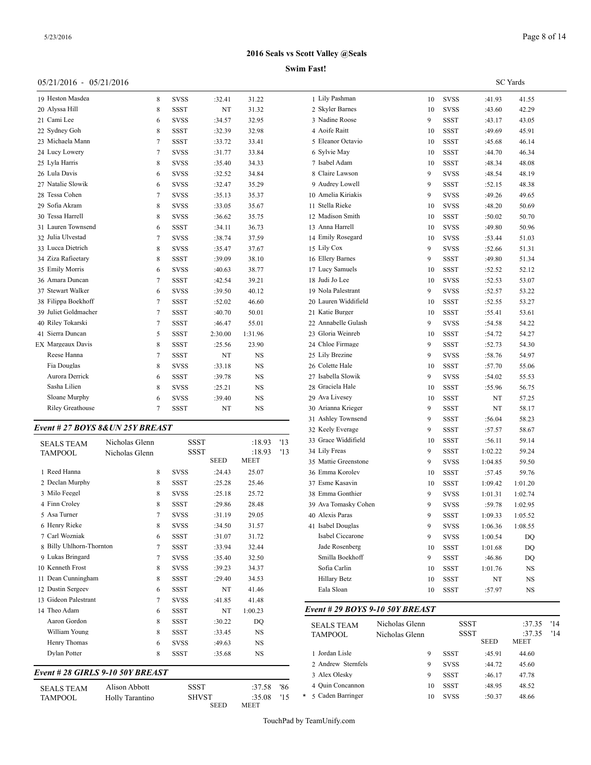## 2016 Seals vs Scott Valley @Seals

**Swim Fast!**

05/21/2016 - 05/21/2016

SC Yards

| | Name | Age | Team | Seed | Meet |
|---|---|---|---|---|---|
| 19 | Heston Masdea | 8 | SVSS | :32.41 | 31.22 |
| 20 | Alyssa Hill | 8 | SSST | NT | 31.32 |
| 21 | Cami Lee | 6 | SVSS | :34.57 | 32.95 |
| 22 | Sydney Goh | 8 | SSST | :32.39 | 32.98 |
| 23 | Michaela Mann | 7 | SSST | :33.72 | 33.41 |
| 24 | Lucy Lowery | 7 | SVSS | :31.77 | 33.84 |
| 25 | Lyla Harris | 8 | SVSS | :35.40 | 34.33 |
| 26 | Lula Davis | 6 | SVSS | :32.52 | 34.84 |
| 27 | Natalie Slowik | 6 | SVSS | :32.47 | 35.29 |
| 28 | Tessa Cohen | 7 | SVSS | :35.13 | 35.37 |
| 29 | Sofia Akram | 8 | SVSS | :33.05 | 35.67 |
| 30 | Tessa Harrell | 8 | SVSS | :36.62 | 35.75 |
| 31 | Lauren Townsend | 6 | SSST | :34.11 | 36.73 |
| 32 | Julia Ulvestad | 7 | SVSS | :38.74 | 37.59 |
| 33 | Lucca Dietrich | 8 | SVSS | :35.47 | 37.67 |
| 34 | Ziza Rafieetary | 8 | SSST | :39.09 | 38.10 |
| 35 | Emily Morris | 6 | SVSS | :40.63 | 38.77 |
| 36 | Amara Duncan | 7 | SSST | :42.54 | 39.21 |
| 37 | Stewart Walker | 6 | SVSS | :39.50 | 40.12 |
| 38 | Filippa Boekhoff | 7 | SSST | :52.02 | 46.60 |
| 39 | Juliet Goldmacher | 7 | SSST | :40.70 | 50.01 |
| 40 | Riley Tokarski | 7 | SSST | :46.47 | 55.01 |
| 41 | Sierra Duncan | 5 | SSST | 2:30.00 | 1:31.96 |
| EX | Margeaux Davis | 8 | SSST | :25.56 | 23.90 |
| | Reese Hanna | 7 | SSST | NT | NS |
| | Fia Douglas | 8 | SVSS | :33.18 | NS |
| | Aurora Derrick | 6 | SSST | :39.78 | NS |
| | Sasha Lilien | 8 | SVSS | :25.21 | NS |
| | Sloane Murphy | 6 | SVSS | :39.40 | NS |
| | Riley Greathouse | 7 | SSST | NT | NS |

### *Event # 27 BOYS 8&UN 25Y BREAST*

| | | | | |
|---|---|---|---|---|
| SEALS TEAM | Nicholas Glenn | SSST | :18.93 | '13 |
| TAMPOOL | Nicholas Glenn | SSST | :18.93 | '13 |

| | Name | Age | Team | Seed | Meet |
|---|---|---|---|---|---|
| 1 | Reed Hanna | 8 | SVSS | :24.43 | 25.07 |
| 2 | Declan Murphy | 8 | SSST | :25.28 | 25.46 |
| 3 | Milo Feegel | 8 | SVSS | :25.18 | 25.72 |
| 4 | Finn Croley | 8 | SSST | :29.86 | 28.48 |
| 5 | Asa Turner | 7 | SVSS | :31.19 | 29.05 |
| 6 | Henry Rieke | 8 | SVSS | :34.50 | 31.57 |
| 7 | Carl Wozniak | 6 | SSST | :31.07 | 31.72 |
| 8 | Billy Uhlhorn-Thornton | 7 | SSST | :33.94 | 32.44 |
| 9 | Lukas Bringard | 7 | SVSS | :35.40 | 32.50 |
| 10 | Kenneth Frost | 8 | SVSS | :39.23 | 34.37 |
| 11 | Dean Cunningham | 8 | SSST | :29.40 | 34.53 |
| 12 | Dustin Sergeev | 6 | SSST | NT | 41.46 |
| 13 | Gideon Palestrant | 7 | SVSS | :41.85 | 41.48 |
| 14 | Theo Adam | 6 | SSST | NT | 1:00.23 |
| | Aaron Gordon | 8 | SSST | :30.22 | DQ |
| | William Young | 8 | SSST | :33.45 | NS |
| | Henry Thomas | 6 | SVSS | :49.63 | NS |
| | Dylan Potter | 8 | SSST | :35.68 | NS |

### *Event # 28 GIRLS 9-10 50Y BREAST*

| | | | | |
|---|---|---|---|---|
| SEALS TEAM | Alison Abbott | SSST | :37.58 | '86 |
| TAMPOOL | Holly Tarantino | SHVST | :35.08 | '15 |

| | Name | Age | Team | Seed | Meet |
|---|---|---|---|---|---|
| 1 | Lily Pashman | 10 | SVSS | :41.93 | 41.55 |
| 2 | Skyler Barnes | 10 | SVSS | :43.60 | 42.29 |
| 3 | Nadine Roose | 9 | SSST | :43.17 | 43.05 |
| 4 | Aoife Raitt | 10 | SSST | :49.69 | 45.91 |
| 5 | Eleanor Octavio | 10 | SSST | :45.68 | 46.14 |
| 6 | Sylvie May | 10 | SSST | :44.70 | 46.34 |
| 7 | Isabel Adam | 10 | SSST | :48.34 | 48.08 |
| 8 | Claire Lawson | 9 | SVSS | :48.54 | 48.19 |
| 9 | Audrey Lowell | 9 | SSST | :52.15 | 48.38 |
| 10 | Amelia Kiriakis | 9 | SVSS | :49.26 | 49.65 |
| 11 | Stella Rieke | 10 | SVSS | :48.20 | 50.69 |
| 12 | Madison Smith | 10 | SSST | :50.02 | 50.70 |
| 13 | Anna Harrell | 10 | SVSS | :49.80 | 50.96 |
| 14 | Emily Rosegard | 10 | SVSS | :53.44 | 51.03 |
| 15 | Lily Cox | 9 | SVSS | :52.66 | 51.31 |
| 16 | Ellery Barnes | 9 | SSST | :49.80 | 51.34 |
| 17 | Lucy Samuels | 10 | SSST | :52.52 | 52.12 |
| 18 | Judi Jo Lee | 10 | SVSS | :52.53 | 53.07 |
| 19 | Nola Palestrant | 9 | SVSS | :52.57 | 53.22 |
| 20 | Lauren Widdifield | 10 | SSST | :52.55 | 53.27 |
| 21 | Katie Burger | 10 | SSST | :55.41 | 53.61 |
| 22 | Annabelle Gulash | 9 | SVSS | :54.58 | 54.22 |
| 23 | Gloria Weinreb | 10 | SSST | :54.72 | 54.27 |
| 24 | Chloe Firmage | 9 | SSST | :52.73 | 54.30 |
| 25 | Lily Brezine | 9 | SVSS | :58.76 | 54.97 |
| 26 | Colette Hale | 10 | SSST | :57.70 | 55.06 |
| 27 | Isabella Slowik | 9 | SVSS | :54.02 | 55.53 |
| 28 | Graciela Hale | 10 | SSST | :55.96 | 56.75 |
| 29 | Ava Livesey | 10 | SSST | NT | 57.25 |
| 30 | Arianna Krieger | 9 | SSST | NT | 58.17 |
| 31 | Ashley Townsend | 9 | SSST | :56.04 | 58.23 |
| 32 | Keely Everage | 9 | SSST | :57.57 | 58.67 |
| 33 | Grace Widdifield | 10 | SSST | :56.11 | 59.14 |
| 34 | Lily Freas | 9 | SSST | 1:02.22 | 59.24 |
| 35 | Mattie Greenstone | 9 | SVSS | 1:04.85 | 59.50 |
| 36 | Emma Korolev | 10 | SSST | :57.45 | 59.76 |
| 37 | Esme Kasavin | 10 | SSST | 1:09.42 | 1:01.20 |
| 38 | Emma Gonthier | 9 | SVSS | 1:01.31 | 1:02.74 |
| 39 | Ava Tomasky Cohen | 9 | SVSS | :59.78 | 1:02.95 |
| 40 | Alexis Paras | 9 | SSST | 1:09.33 | 1:05.52 |
| 41 | Isabel Douglas | 9 | SVSS | 1:06.36 | 1:08.55 |
| | Isabel Ciccarone | 9 | SVSS | 1:00.54 | DQ |
| | Jade Rosenberg | 10 | SSST | 1:01.68 | DQ |
| | Smilla Boekhoff | 9 | SSST | :46.86 | DQ |
| | Sofia Carlin | 10 | SSST | 1:01.76 | NS |
| | Hillary Betz | 10 | SSST | NT | NS |
| | Eala Sloan | 10 | SSST | :57.97 | NS |

### *Event # 29 BOYS 9-10 50Y BREAST*

| | | | | |
|---|---|---|---|---|
| SEALS TEAM | Nicholas Glenn | SSST | :37.35 | '14 |
| TAMPOOL | Nicholas Glenn | SSST | :37.35 | '14 |

| | Name | Age | Team | Seed | Meet |
|---|---|---|---|---|---|
| 1 | Jordan Lisle | 9 | SSST | :45.91 | 44.60 |
| 2 | Andrew Sternfels | 9 | SVSS | :44.72 | 45.60 |
| 3 | Alex Olesky | 9 | SSST | :46.17 | 47.78 |
| 4 | Quin Concannon | 10 | SSST | :48.95 | 48.52 |
| * 5 | Caden Barringer | 10 | SVSS | :50.37 | 48.66 |

TouchPad by TeamUnify.com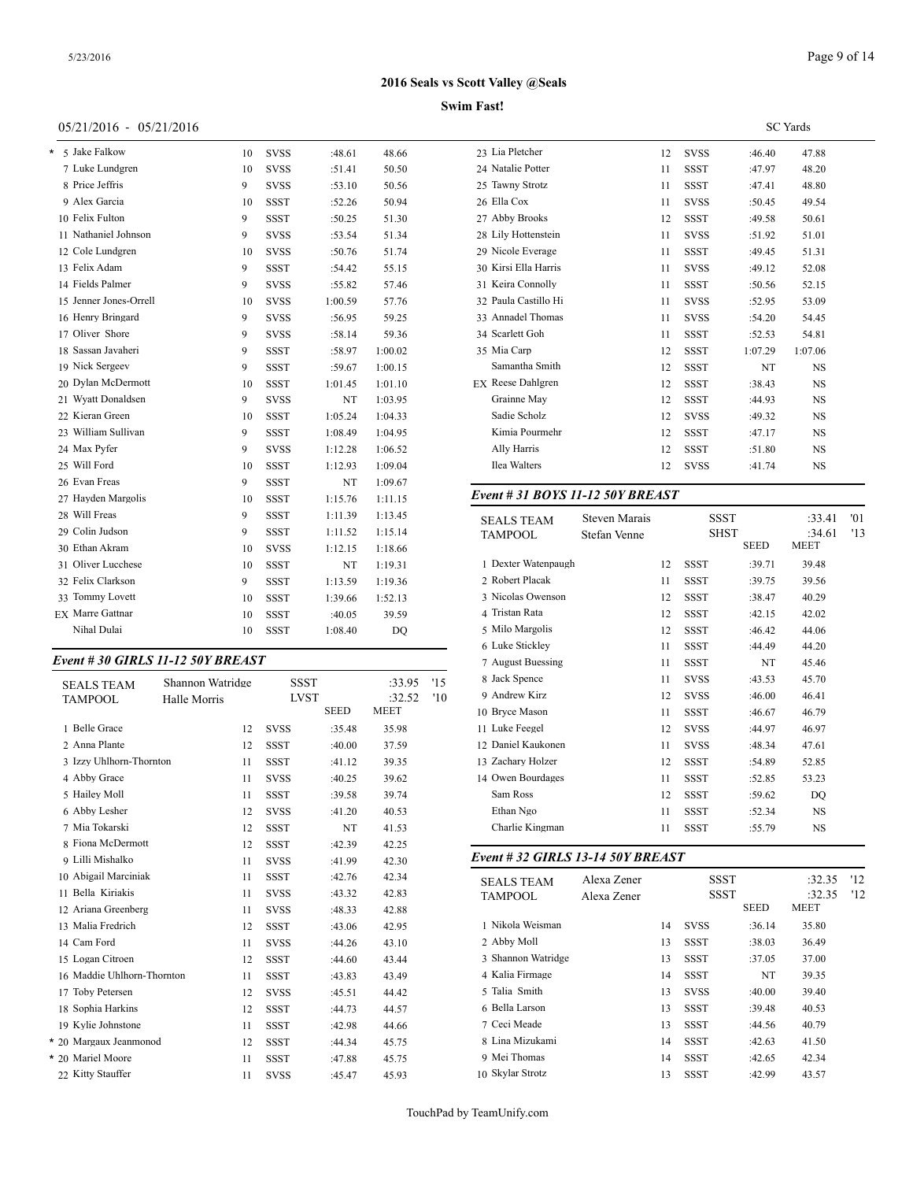# 2016 Seals vs Scott Valley @Seals

**Swim Fast!**

05/21/2016 - 05/21/2016 SC Yards

| Place | Name | Age | Team | Seed | Finals |
|---|---|---|---|---|---|
| * 5 | Jake Falkow | 10 | SVSS | :48.61 | 48.66 |
| 7 | Luke Lundgren | 10 | SVSS | :51.41 | 50.50 |
| 8 | Price Jeffris | 9 | SVSS | :53.10 | 50.56 |
| 9 | Alex Garcia | 10 | SSST | :52.26 | 50.94 |
| 10 | Felix Fulton | 9 | SSST | :50.25 | 51.30 |
| 11 | Nathaniel Johnson | 9 | SVSS | :53.54 | 51.34 |
| 12 | Cole Lundgren | 10 | SVSS | :50.76 | 51.74 |
| 13 | Felix Adam | 9 | SSST | :54.42 | 55.15 |
| 14 | Fields Palmer | 9 | SVSS | :55.82 | 57.46 |
| 15 | Jenner Jones-Orrell | 10 | SVSS | 1:00.59 | 57.76 |
| 16 | Henry Bringard | 9 | SVSS | :56.95 | 59.25 |
| 17 | Oliver Shore | 9 | SVSS | :58.14 | 59.36 |
| 18 | Sassan Javaheri | 9 | SSST | :58.97 | 1:00.02 |
| 19 | Nick Sergeev | 9 | SSST | :59.67 | 1:00.15 |
| 20 | Dylan McDermott | 10 | SSST | 1:01.45 | 1:01.10 |
| 21 | Wyatt Donaldsen | 9 | SVSS | NT | 1:03.95 |
| 22 | Kieran Green | 10 | SSST | 1:05.24 | 1:04.33 |
| 23 | William Sullivan | 9 | SSST | 1:08.49 | 1:04.95 |
| 24 | Max Pyfer | 9 | SVSS | 1:12.28 | 1:06.52 |
| 25 | Will Ford | 10 | SSST | 1:12.93 | 1:09.04 |
| 26 | Evan Freas | 9 | SSST | NT | 1:09.67 |
| 27 | Hayden Margolis | 10 | SSST | 1:15.76 | 1:11.15 |
| 28 | Will Freas | 9 | SSST | 1:11.39 | 1:13.45 |
| 29 | Colin Judson | 9 | SSST | 1:11.52 | 1:15.14 |
| 30 | Ethan Akram | 10 | SVSS | 1:12.15 | 1:18.66 |
| 31 | Oliver Lucchese | 10 | SSST | NT | 1:19.31 |
| 32 | Felix Clarkson | 9 | SSST | 1:13.59 | 1:19.36 |
| 33 | Tommy Lovett | 10 | SSST | 1:39.66 | 1:52.13 |
| EX | Marre Gattnar | 10 | SSST | :40.05 | 39.59 |
| | Nihal Dulai | 10 | SSST | 1:08.40 | DQ |

### Event # 30 GIRLS 11-12 50Y BREAST

| | | | | | |
|---|---|---|---|---|---|
| SEALS TEAM | Shannon Watridge | | SSST | :33.95 | '15 |
| TAMPOOL | Halle Morris | | LVST | :32.52 | '10 |

| Place | Name | Age | Team | Seed | Meet |
|---|---|---|---|---|---|
| 1 | Belle Grace | 12 | SVSS | :35.48 | 35.98 |
| 2 | Anna Plante | 12 | SSST | :40.00 | 37.59 |
| 3 | Izzy Uhlhorn-Thornton | 11 | SSST | :41.12 | 39.35 |
| 4 | Abby Grace | 11 | SVSS | :40.25 | 39.62 |
| 5 | Hailey Moll | 11 | SSST | :39.58 | 39.74 |
| 6 | Abby Lesher | 12 | SVSS | :41.20 | 40.53 |
| 7 | Mia Tokarski | 12 | SSST | NT | 41.53 |
| 8 | Fiona McDermott | 12 | SSST | :42.39 | 42.25 |
| 9 | Lilli Mishalko | 11 | SVSS | :41.99 | 42.30 |
| 10 | Abigail Marciniak | 11 | SSST | :42.76 | 42.34 |
| 11 | Bella Kiriakis | 11 | SVSS | :43.32 | 42.83 |
| 12 | Ariana Greenberg | 11 | SVSS | :48.33 | 42.88 |
| 13 | Malia Fredrich | 12 | SSST | :43.06 | 42.95 |
| 14 | Cam Ford | 11 | SVSS | :44.26 | 43.10 |
| 15 | Logan Citroen | 12 | SSST | :44.60 | 43.44 |
| 16 | Maddie Uhlhorn-Thornton | 11 | SSST | :43.83 | 43.49 |
| 17 | Toby Petersen | 12 | SVSS | :45.51 | 44.42 |
| 18 | Sophia Harkins | 12 | SSST | :44.73 | 44.57 |
| 19 | Kylie Johnstone | 11 | SSST | :42.98 | 44.66 |
| * 20 | Margaux Jeanmonod | 12 | SSST | :44.34 | 45.75 |
| * 20 | Mariel Moore | 11 | SSST | :47.88 | 45.75 |
| 22 | Kitty Stauffer | 11 | SVSS | :45.47 | 45.93 |
| 23 | Lia Pletcher | 12 | SVSS | :46.40 | 47.88 |
| 24 | Natalie Potter | 11 | SSST | :47.97 | 48.20 |
| 25 | Tawny Strotz | 11 | SSST | :47.41 | 48.80 |
| 26 | Ella Cox | 11 | SVSS | :50.45 | 49.54 |
| 27 | Abby Brooks | 12 | SSST | :49.58 | 50.61 |
| 28 | Lily Hottenstein | 11 | SVSS | :51.92 | 51.01 |
| 29 | Nicole Everage | 11 | SSST | :49.45 | 51.31 |
| 30 | Kirsi Ella Harris | 11 | SVSS | :49.12 | 52.08 |
| 31 | Keira Connolly | 11 | SSST | :50.56 | 52.15 |
| 32 | Paula Castillo Hi | 11 | SVSS | :52.95 | 53.09 |
| 33 | Annadel Thomas | 11 | SVSS | :54.20 | 54.45 |
| 34 | Scarlett Goh | 11 | SSST | :52.53 | 54.81 |
| 35 | Mia Carp | 12 | SSST | 1:07.29 | 1:07.06 |
| | Samantha Smith | 12 | SSST | NT | NS |
| EX | Reese Dahlgren | 12 | SSST | :38.43 | NS |
| | Grainne May | 12 | SSST | :44.93 | NS |
| | Sadie Scholz | 12 | SVSS | :49.32 | NS |
| | Kimia Pourmehr | 12 | SSST | :47.17 | NS |
| | Ally Harris | 12 | SSST | :51.80 | NS |
| | Ilea Walters | 12 | SVSS | :41.74 | NS |

### Event # 31 BOYS 11-12 50Y BREAST

| | | | | | |
|---|---|---|---|---|---|
| SEALS TEAM | Steven Marais | | SSST | :33.41 | '01 |
| TAMPOOL | Stefan Venne | | SHST | :34.61 | '13 |

| Place | Name | Age | Team | Seed | Meet |
|---|---|---|---|---|---|
| 1 | Dexter Watenpaugh | 12 | SSST | :39.71 | 39.48 |
| 2 | Robert Placak | 11 | SSST | :39.75 | 39.56 |
| 3 | Nicolas Owenson | 12 | SSST | :38.47 | 40.29 |
| 4 | Tristan Rata | 12 | SSST | :42.15 | 42.02 |
| 5 | Milo Margolis | 12 | SSST | :46.42 | 44.06 |
| 6 | Luke Stickley | 11 | SSST | :44.49 | 44.20 |
| 7 | August Buessing | 11 | SSST | NT | 45.46 |
| 8 | Jack Spence | 11 | SVSS | :43.53 | 45.70 |
| 9 | Andrew Kirz | 12 | SVSS | :46.00 | 46.41 |
| 10 | Bryce Mason | 11 | SSST | :46.67 | 46.79 |
| 11 | Luke Feegel | 12 | SVSS | :44.97 | 46.97 |
| 12 | Daniel Kaukonen | 11 | SVSS | :48.34 | 47.61 |
| 13 | Zachary Holzer | 12 | SSST | :54.89 | 52.85 |
| 14 | Owen Bourdages | 11 | SSST | :52.85 | 53.23 |
| | Sam Ross | 12 | SSST | :59.62 | DQ |
| | Ethan Ngo | 11 | SSST | :52.34 | NS |
| | Charlie Kingman | 11 | SSST | :55.79 | NS |

### Event # 32 GIRLS 13-14 50Y BREAST

| | | | | | |
|---|---|---|---|---|---|
| SEALS TEAM | Alexa Zener | | SSST | :32.35 | '12 |
| TAMPOOL | Alexa Zener | | SSST | :32.35 | '12 |

| Place | Name | Age | Team | Seed | Meet |
|---|---|---|---|---|---|
| 1 | Nikola Weisman | 14 | SVSS | :36.14 | 35.80 |
| 2 | Abby Moll | 13 | SSST | :38.03 | 36.49 |
| 3 | Shannon Watridge | 13 | SSST | :37.05 | 37.00 |
| 4 | Kalia Firmage | 14 | SSST | NT | 39.35 |
| 5 | Talia Smith | 13 | SVSS | :40.00 | 39.40 |
| 6 | Bella Larson | 13 | SSST | :39.48 | 40.53 |
| 7 | Ceci Meade | 13 | SSST | :44.56 | 40.79 |
| 8 | Lina Mizukami | 14 | SSST | :42.63 | 41.50 |
| 9 | Mei Thomas | 14 | SSST | :42.65 | 42.34 |
| 10 | Skylar Strotz | 13 | SSST | :42.99 | 43.57 |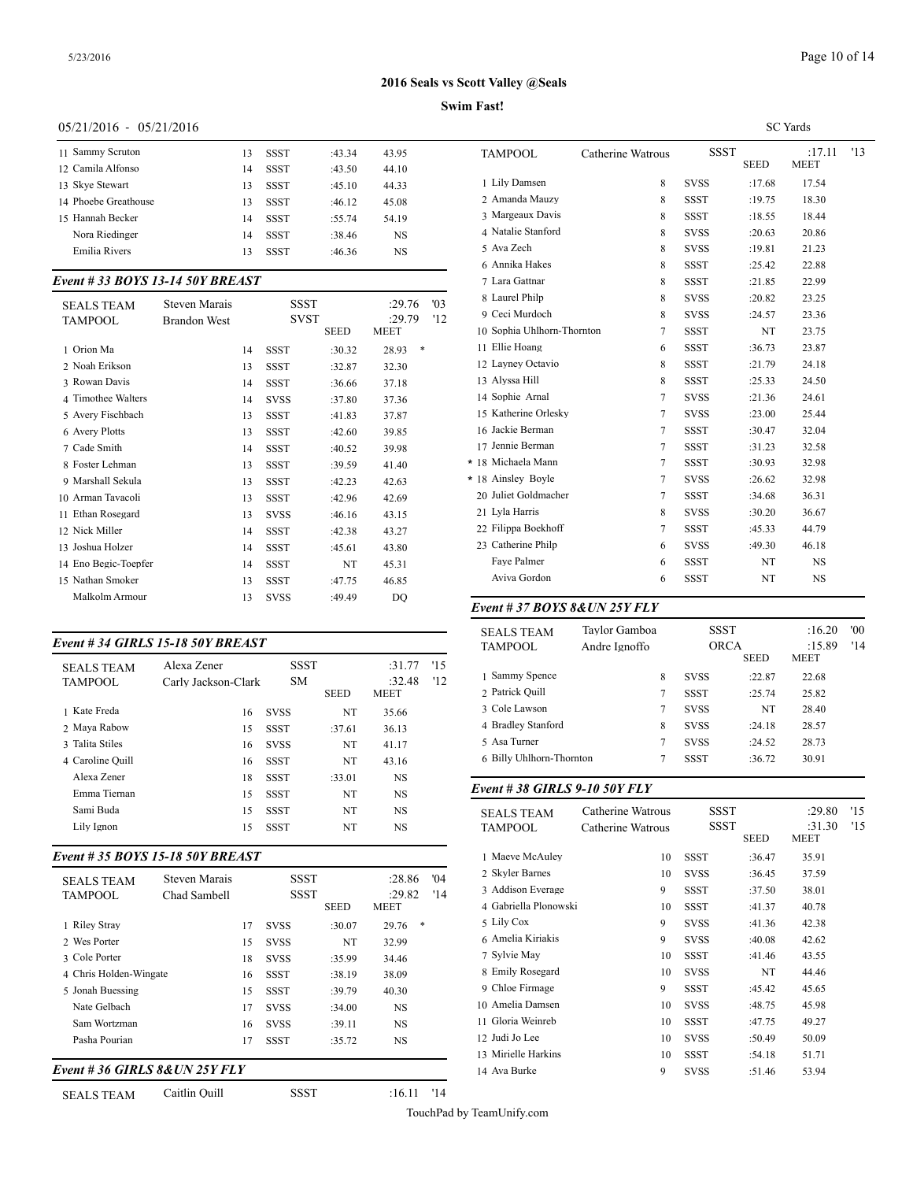# 2016 Seals vs Scott Valley @Seals

**Swim Fast!**

05/21/2016 - 05/21/2016

SC Yards

| | Name | Age | Team | Seed | Meet |
|---|---|---|---|---|---|
| 11 | Sammy Scruton | 13 | SSST | :43.34 | 43.95 |
| 12 | Camila Alfonso | 14 | SSST | :43.50 | 44.10 |
| 13 | Skye Stewart | 13 | SSST | :45.10 | 44.33 |
| 14 | Phoebe Greathouse | 13 | SSST | :46.12 | 45.08 |
| 15 | Hannah Becker | 14 | SSST | :55.74 | 54.19 |
| | Nora Riedinger | 14 | SSST | :38.46 | NS |
| | Emilia Rivers | 13 | SSST | :46.36 | NS |

### Event # 33 BOYS 13-14 50Y BREAST

| SEALS TEAM | Steven Marais | SSST | :29.76 | '03 |
|---|---|---|---|---|
| TAMPOOL | Brandon West | SVST | :29.79 | '12 |

| | Name | Age | Team | SEED | MEET | |
|---|---|---|---|---|---|---|
| 1 | Orion Ma | 14 | SSST | :30.32 | 28.93 | * |
| 2 | Noah Erikson | 13 | SSST | :32.87 | 32.30 | |
| 3 | Rowan Davis | 14 | SSST | :36.66 | 37.18 | |
| 4 | Timothee Walters | 14 | SVSS | :37.80 | 37.36 | |
| 5 | Avery Fischbach | 13 | SSST | :41.83 | 37.87 | |
| 6 | Avery Plotts | 13 | SSST | :42.60 | 39.85 | |
| 7 | Cade Smith | 14 | SSST | :40.52 | 39.98 | |
| 8 | Foster Lehman | 13 | SSST | :39.59 | 41.40 | |
| 9 | Marshall Sekula | 13 | SSST | :42.23 | 42.63 | |
| 10 | Arman Tavacoli | 13 | SSST | :42.96 | 42.69 | |
| 11 | Ethan Rosegard | 13 | SVSS | :46.16 | 43.15 | |
| 12 | Nick Miller | 14 | SSST | :42.38 | 43.27 | |
| 13 | Joshua Holzer | 14 | SSST | :45.61 | 43.80 | |
| 14 | Eno Begic-Toepfer | 14 | SSST | NT | 45.31 | |
| 15 | Nathan Smoker | 13 | SSST | :47.75 | 46.85 | |
| | Malkolm Armour | 13 | SVSS | :49.49 | DQ | |

### Event # 34 GIRLS 15-18 50Y BREAST

| SEALS TEAM | Alexa Zener | SSST | :31.77 | '15 |
|---|---|---|---|---|
| TAMPOOL | Carly Jackson-Clark | SM | :32.48 | '12 |

| | Name | Age | Team | SEED | MEET |
|---|---|---|---|---|---|
| 1 | Kate Freda | 16 | SVSS | NT | 35.66 |
| 2 | Maya Rabow | 15 | SSST | :37.61 | 36.13 |
| 3 | Talita Stiles | 16 | SVSS | NT | 41.17 |
| 4 | Caroline Quill | 16 | SSST | NT | 43.16 |
| | Alexa Zener | 18 | SSST | :33.01 | NS |
| | Emma Tiernan | 15 | SSST | NT | NS |
| | Sami Buda | 15 | SSST | NT | NS |
| | Lily Ignon | 15 | SSST | NT | NS |

### Event # 35 BOYS 15-18 50Y BREAST

| SEALS TEAM | Steven Marais | SSST | :28.86 | '04 |
|---|---|---|---|---|
| TAMPOOL | Chad Sambell | SSST | :29.82 | '14 |

| | Name | Age | Team | SEED | MEET | |
|---|---|---|---|---|---|---|
| 1 | Riley Stray | 17 | SVSS | :30.07 | 29.76 | * |
| 2 | Wes Porter | 15 | SVSS | NT | 32.99 | |
| 3 | Cole Porter | 18 | SVSS | :35.99 | 34.46 | |
| 4 | Chris Holden-Wingate | 16 | SSST | :38.19 | 38.09 | |
| 5 | Jonah Buessing | 15 | SSST | :39.79 | 40.30 | |
| | Nate Gelbach | 17 | SVSS | :34.00 | NS | |
| | Sam Wortzman | 16 | SVSS | :39.11 | NS | |
| | Pasha Pourian | 17 | SSST | :35.72 | NS | |

### Event # 36 GIRLS 8&UN 25Y FLY

| SEALS TEAM | Caitlin Quill | SSST | :16.11 | '14 |
|---|---|---|---|---|
| TAMPOOL | Catherine Watrous | SSST | :17.11 | '13 |

| | Name | Age | Team | SEED | MEET |
|---|---|---|---|---|---|
| 1 | Lily Damsen | 8 | SVSS | :17.68 | 17.54 |
| 2 | Amanda Mauzy | 8 | SSST | :19.75 | 18.30 |
| 3 | Margeaux Davis | 8 | SSST | :18.55 | 18.44 |
| 4 | Natalie Stanford | 8 | SVSS | :20.63 | 20.86 |
| 5 | Ava Zech | 8 | SVSS | :19.81 | 21.23 |
| 6 | Annika Hakes | 8 | SSST | :25.42 | 22.88 |
| 7 | Lara Gattnar | 8 | SSST | :21.85 | 22.99 |
| 8 | Laurel Philp | 8 | SVSS | :20.82 | 23.25 |
| 9 | Ceci Murdoch | 8 | SVSS | :24.57 | 23.36 |
| 10 | Sophia Uhlhorn-Thornton | 7 | SSST | NT | 23.75 |
| 11 | Ellie Hoang | 6 | SSST | :36.73 | 23.87 |
| 12 | Layney Octavio | 8 | SSST | :21.79 | 24.18 |
| 13 | Alyssa Hill | 8 | SSST | :25.33 | 24.50 |
| 14 | Sophie Arnal | 7 | SVSS | :21.36 | 24.61 |
| 15 | Katherine Orlesky | 7 | SVSS | :23.00 | 25.44 |
| 16 | Jackie Berman | 7 | SSST | :30.47 | 32.04 |
| 17 | Jennie Berman | 7 | SSST | :31.23 | 32.58 |
| * 18 | Michaela Mann | 7 | SSST | :30.93 | 32.98 |
| * 18 | Ainsley Boyle | 7 | SVSS | :26.62 | 32.98 |
| 20 | Juliet Goldmacher | 7 | SSST | :34.68 | 36.31 |
| 21 | Lyla Harris | 8 | SVSS | :30.20 | 36.67 |
| 22 | Filippa Boekhoff | 7 | SSST | :45.33 | 44.79 |
| 23 | Catherine Philp | 6 | SVSS | :49.30 | 46.18 |
| | Faye Palmer | 6 | SSST | NT | NS |
| | Aviva Gordon | 6 | SSST | NT | NS |

### Event # 37 BOYS 8&UN 25Y FLY

| SEALS TEAM | Taylor Gamboa | SSST | :16.20 | '00 |
|---|---|---|---|---|
| TAMPOOL | Andre Ignoffo | ORCA | :15.89 | '14 |

| | Name | Age | Team | SEED | MEET |
|---|---|---|---|---|---|
| 1 | Sammy Spence | 8 | SVSS | :22.87 | 22.68 |
| 2 | Patrick Quill | 7 | SSST | :25.74 | 25.82 |
| 3 | Cole Lawson | 7 | SVSS | NT | 28.40 |
| 4 | Bradley Stanford | 8 | SVSS | :24.18 | 28.57 |
| 5 | Asa Turner | 7 | SVSS | :24.52 | 28.73 |
| 6 | Billy Uhlhorn-Thornton | 7 | SSST | :36.72 | 30.91 |

### Event # 38 GIRLS 9-10 50Y FLY

| SEALS TEAM | Catherine Watrous | SSST | :29.80 | '15 |
|---|---|---|---|---|
| TAMPOOL | Catherine Watrous | SSST | :31.30 | '15 |

| | Name | Age | Team | SEED | MEET |
|---|---|---|---|---|---|
| 1 | Maeve McAuley | 10 | SSST | :36.47 | 35.91 |
| 2 | Skyler Barnes | 10 | SVSS | :36.45 | 37.59 |
| 3 | Addison Everage | 9 | SSST | :37.50 | 38.01 |
| 4 | Gabriella Plonowski | 10 | SSST | :41.37 | 40.78 |
| 5 | Lily Cox | 9 | SVSS | :41.36 | 42.38 |
| 6 | Amelia Kiriakis | 9 | SVSS | :40.08 | 42.62 |
| 7 | Sylvie May | 10 | SSST | :41.46 | 43.55 |
| 8 | Emily Rosegard | 10 | SVSS | NT | 44.46 |
| 9 | Chloe Firmage | 9 | SSST | :45.42 | 45.65 |
| 10 | Amelia Damsen | 10 | SVSS | :48.75 | 45.98 |
| 11 | Gloria Weinreb | 10 | SSST | :47.75 | 49.27 |
| 12 | Judi Jo Lee | 10 | SVSS | :50.49 | 50.09 |
| 13 | Mirielle Harkins | 10 | SSST | :54.18 | 51.71 |
| 14 | Ava Burke | 9 | SVSS | :51.46 | 53.94 |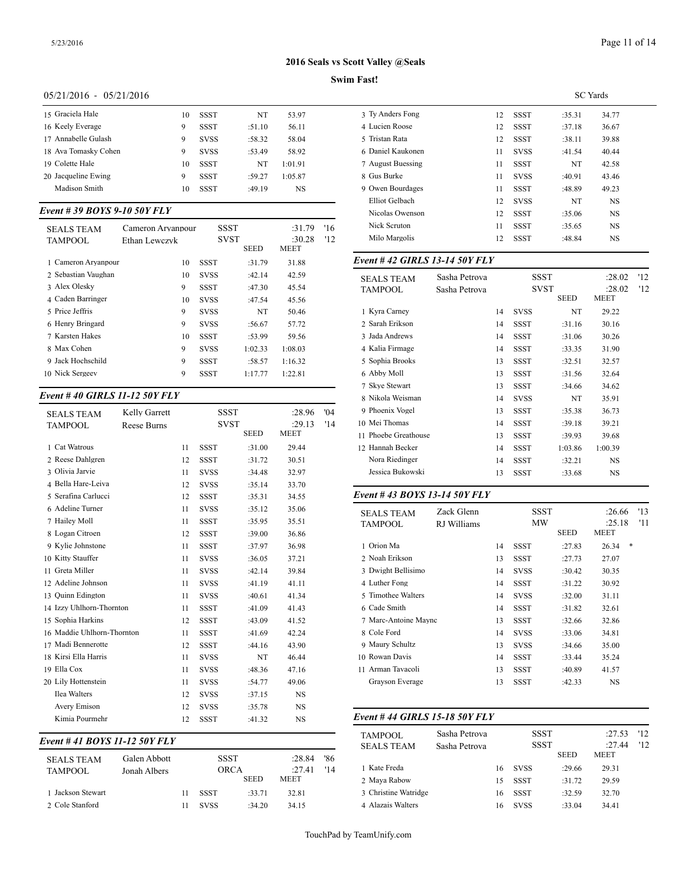# 2016 Seals vs Scott Valley @Seals

## Swim Fast!

05/21/2016 - 05/21/2016 SC Yards

| Place | Name | Age | Team | Seed | Meet |
|---|---|---|---|---|---|
| 15 | Graciela Hale | 10 | SSST | NT | 53.97 |
| 16 | Keely Everage | 9 | SSST | :51.10 | 56.11 |
| 17 | Annabelle Gulash | 9 | SVSS | :58.32 | 58.04 |
| 18 | Ava Tomasky Cohen | 9 | SVSS | :53.49 | 58.92 |
| 19 | Colette Hale | 10 | SSST | NT | 1:01.91 |
| 20 | Jacqueline Ewing | 9 | SSST | :59.27 | 1:05.87 |
| | Madison Smith | 10 | SSST | :49.19 | NS |

### Event # 39 BOYS 9-10 50Y FLY

| | | | | |
|---|---|---|---|---|
| SEALS TEAM | Cameron Aryanpour | SSST | :31.79 | '16 |
| TAMPOOL | Ethan Lewczyk | SVST | :30.28 | '12 |

| Place | Name | Age | Team | Seed | Meet |
|---|---|---|---|---|---|
| 1 | Cameron Aryanpour | 10 | SSST | :31.79 | 31.88 |
| 2 | Sebastian Vaughan | 10 | SVSS | :42.14 | 42.59 |
| 3 | Alex Olesky | 9 | SSST | :47.30 | 45.54 |
| 4 | Caden Barringer | 10 | SVSS | :47.54 | 45.56 |
| 5 | Price Jeffris | 9 | SVSS | NT | 50.46 |
| 6 | Henry Bringard | 9 | SVSS | :56.67 | 57.72 |
| 7 | Karsten Hakes | 10 | SSST | :53.99 | 59.56 |
| 8 | Max Cohen | 9 | SVSS | 1:02.33 | 1:08.03 |
| 9 | Jack Hochschild | 9 | SSST | :58.57 | 1:16.32 |
| 10 | Nick Sergeev | 9 | SSST | 1:17.77 | 1:22.81 |

### Event # 40 GIRLS 11-12 50Y FLY

| | | | | |
|---|---|---|---|---|
| SEALS TEAM | Kelly Garrett | SSST | :28.96 | '04 |
| TAMPOOL | Reese Burns | SVST | :29.13 | '14 |

| Place | Name | Age | Team | Seed | Meet |
|---|---|---|---|---|---|
| 1 | Cat Watrous | 11 | SSST | :31.00 | 29.44 |
| 2 | Reese Dahlgren | 12 | SSST | :31.72 | 30.51 |
| 3 | Olivia Jarvie | 11 | SVSS | :34.48 | 32.97 |
| 4 | Bella Hare-Leiva | 12 | SVSS | :35.14 | 33.70 |
| 5 | Serafina Carlucci | 12 | SSST | :35.31 | 34.55 |
| 6 | Adeline Turner | 11 | SVSS | :35.12 | 35.06 |
| 7 | Hailey Moll | 11 | SSST | :35.95 | 35.51 |
| 8 | Logan Citroen | 12 | SSST | :39.00 | 36.86 |
| 9 | Kylie Johnstone | 11 | SSST | :37.97 | 36.98 |
| 10 | Kitty Stauffer | 11 | SVSS | :36.05 | 37.21 |
| 11 | Greta Miller | 11 | SVSS | :42.14 | 39.84 |
| 12 | Adeline Johnson | 11 | SVSS | :41.19 | 41.11 |
| 13 | Quinn Edington | 11 | SVSS | :40.61 | 41.34 |
| 14 | Izzy Uhlhorn-Thornton | 11 | SSST | :41.09 | 41.43 |
| 15 | Sophia Harkins | 12 | SSST | :43.09 | 41.52 |
| 16 | Maddie Uhlhorn-Thornton | 11 | SSST | :41.69 | 42.24 |
| 17 | Madi Bennerotte | 12 | SSST | :44.16 | 43.90 |
| 18 | Kirsi Ella Harris | 11 | SVSS | NT | 46.44 |
| 19 | Ella Cox | 11 | SVSS | :48.36 | 47.16 |
| 20 | Lily Hottenstein | 11 | SVSS | :54.77 | 49.06 |
| | Ilea Walters | 12 | SVSS | :37.15 | NS |
| | Avery Emison | 12 | SVSS | :35.78 | NS |
| | Kimia Pourmehr | 12 | SSST | :41.32 | NS |

### Event # 41 BOYS 11-12 50Y FLY

| | | | | |
|---|---|---|---|---|
| SEALS TEAM | Galen Abbott | SSST | :28.84 | '86 |
| TAMPOOL | Jonah Albers | ORCA | :27.41 | '14 |

| Place | Name | Age | Team | Seed | Meet |
|---|---|---|---|---|---|
| 1 | Jackson Stewart | 11 | SSST | :33.71 | 32.81 |
| 2 | Cole Stanford | 11 | SVSS | :34.20 | 34.15 |
| 3 | Ty Anders Fong | 12 | SSST | :35.31 | 34.77 |
| 4 | Lucien Roose | 12 | SSST | :37.18 | 36.67 |
| 5 | Tristan Rata | 12 | SSST | :38.11 | 39.88 |
| 6 | Daniel Kaukonen | 11 | SVSS | :41.54 | 40.44 |
| 7 | August Buessing | 11 | SSST | NT | 42.58 |
| 8 | Gus Burke | 11 | SVSS | :40.91 | 43.46 |
| 9 | Owen Bourdages | 11 | SSST | :48.89 | 49.23 |
| | Elliot Gelbach | 12 | SVSS | NT | NS |
| | Nicolas Owenson | 12 | SSST | :35.06 | NS |
| | Nick Scruton | 11 | SSST | :35.65 | NS |
| | Milo Margolis | 12 | SSST | :48.84 | NS |

### Event # 42 GIRLS 13-14 50Y FLY

| | | | | |
|---|---|---|---|---|
| SEALS TEAM | Sasha Petrova | SSST | :28.02 | '12 |
| TAMPOOL | Sasha Petrova | SVST | :28.02 | '12 |

| Place | Name | Age | Team | Seed | Meet |
|---|---|---|---|---|---|
| 1 | Kyra Carney | 14 | SVSS | NT | 29.22 |
| 2 | Sarah Erikson | 14 | SSST | :31.16 | 30.16 |
| 3 | Jada Andrews | 14 | SSST | :31.06 | 30.26 |
| 4 | Kalia Firmage | 14 | SSST | :33.35 | 31.90 |
| 5 | Sophia Brooks | 13 | SSST | :32.51 | 32.57 |
| 6 | Abby Moll | 13 | SSST | :31.56 | 32.64 |
| 7 | Skye Stewart | 13 | SSST | :34.66 | 34.62 |
| 8 | Nikola Weisman | 14 | SVSS | NT | 35.91 |
| 9 | Phoenix Vogel | 13 | SSST | :35.38 | 36.73 |
| 10 | Mei Thomas | 14 | SSST | :39.18 | 39.21 |
| 11 | Phoebe Greathouse | 13 | SSST | :39.93 | 39.68 |
| 12 | Hannah Becker | 14 | SSST | 1:03.86 | 1:00.39 |
| | Nora Riedinger | 14 | SSST | :32.21 | NS |
| | Jessica Bukowski | 13 | SSST | :33.68 | NS |

### Event # 43 BOYS 13-14 50Y FLY

| | | | | |
|---|---|---|---|---|
| SEALS TEAM | Zack Glenn | SSST | :26.66 | '13 |
| TAMPOOL | RJ Williams | MW | :25.18 | '11 |

| Place | Name | Age | Team | Seed | Meet |
|---|---|---|---|---|---|
| 1 | Orion Ma | 14 | SSST | :27.83 | 26.34 * |
| 2 | Noah Erikson | 13 | SSST | :27.73 | 27.07 |
| 3 | Dwight Bellisimo | 14 | SVSS | :30.42 | 30.35 |
| 4 | Luther Fong | 14 | SSST | :31.22 | 30.92 |
| 5 | Timothee Walters | 14 | SVSS | :32.00 | 31.11 |
| 6 | Cade Smith | 14 | SSST | :31.82 | 32.61 |
| 7 | Marc-Antoine Maync | 13 | SSST | :32.66 | 32.86 |
| 8 | Cole Ford | 14 | SVSS | :33.06 | 34.81 |
| 9 | Maury Schultz | 13 | SVSS | :34.66 | 35.00 |
| 10 | Rowan Davis | 14 | SSST | :33.44 | 35.24 |
| 11 | Arman Tavacoli | 13 | SSST | :40.89 | 41.57 |
| | Grayson Everage | 13 | SSST | :42.33 | NS |

### Event # 44 GIRLS 15-18 50Y FLY

| | | | | |
|---|---|---|---|---|
| TAMPOOL | Sasha Petrova | SSST | :27.53 | '12 |
| SEALS TEAM | Sasha Petrova | SSST | :27.44 | '12 |

| Place | Name | Age | Team | Seed | Meet |
|---|---|---|---|---|---|
| 1 | Kate Freda | 16 | SVSS | :29.66 | 29.31 |
| 2 | Maya Rabow | 15 | SSST | :31.72 | 29.59 |
| 3 | Christine Watridge | 16 | SSST | :32.59 | 32.70 |
| 4 | Alazais Walters | 16 | SVSS | :33.04 | 34.41 |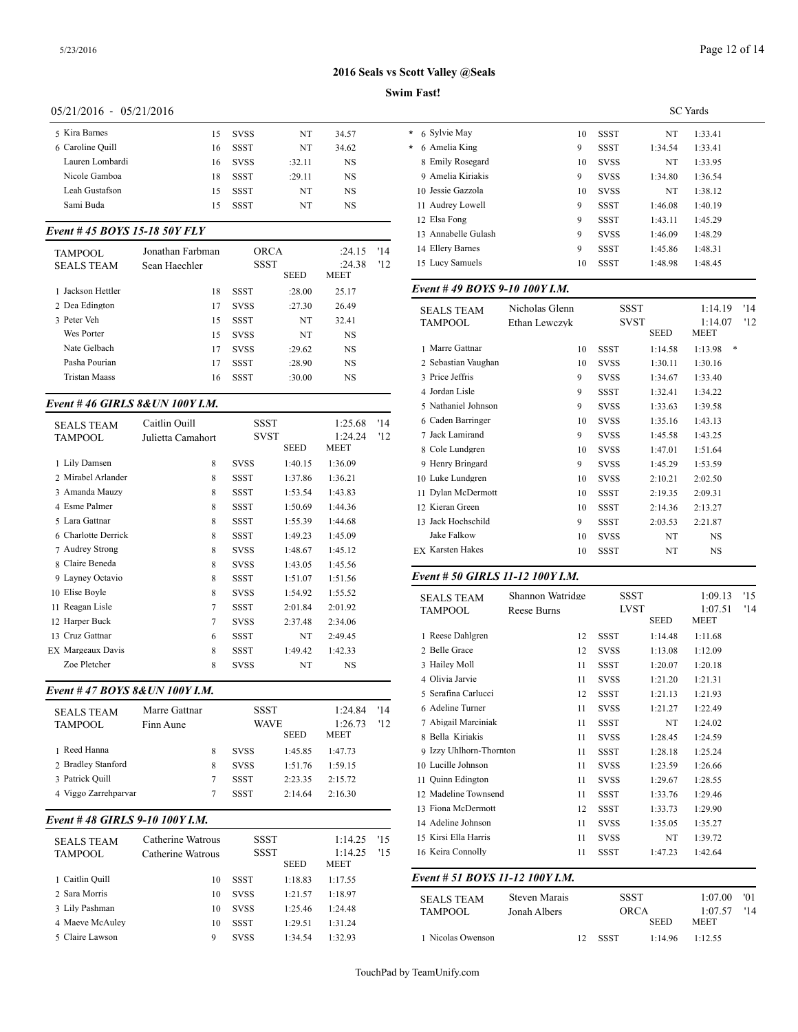# 2016 Seals vs Scott Valley @Seals

## Swim Fast!

05/21/2016 - 05/21/2016

SC Yards

| | Name | Age | Team | Seed | Meet |
|---|---|---|---|---|---|
| 5 | Kira Barnes | 15 | SVSS | NT | 34.57 |
| 6 | Caroline Quill | 16 | SSST | NT | 34.62 |
| | Lauren Lombardi | 16 | SVSS | :32.11 | NS |
| | Nicole Gamboa | 18 | SSST | :29.11 | NS |
| | Leah Gustafson | 15 | SSST | NT | NS |
| | Sami Buda | 15 | SSST | NT | NS |

### Event # 45 BOYS 15-18 50Y FLY

| | | | | | |
|---|---|---|---|---|---|
| TAMPOOL | Jonathan Farbman | ORCA | :24.15 | '14 |
| SEALS TEAM | Sean Haechler | SSST | :24.38 | '12 |

| | Name | Age | Team | SEED | MEET |
|---|---|---|---|---|---|
| 1 | Jackson Hettler | 18 | SSST | :28.00 | 25.17 |
| 2 | Dea Edington | 17 | SVSS | :27.30 | 26.49 |
| 3 | Peter Veh | 15 | SSST | NT | 32.41 |
| | Wes Porter | 15 | SVSS | NT | NS |
| | Nate Gelbach | 17 | SVSS | :29.62 | NS |
| | Pasha Pourian | 17 | SSST | :28.90 | NS |
| | Tristan Maass | 16 | SSST | :30.00 | NS |

### Event # 46 GIRLS 8&UN 100Y I.M.

| | | | | |
|---|---|---|---|---|
| SEALS TEAM | Caitlin Quill | SSST | 1:25.68 | '14 |
| TAMPOOL | Julietta Camahort | SVST | 1:24.24 | '12 |

| | Name | Age | Team | SEED | MEET |
|---|---|---|---|---|---|
| 1 | Lily Damsen | 8 | SVSS | 1:40.15 | 1:36.09 |
| 2 | Mirabel Arlander | 8 | SSST | 1:37.86 | 1:36.21 |
| 3 | Amanda Mauzy | 8 | SSST | 1:53.54 | 1:43.83 |
| 4 | Esme Palmer | 8 | SSST | 1:50.69 | 1:44.36 |
| 5 | Lara Gattnar | 8 | SSST | 1:55.39 | 1:44.68 |
| 6 | Charlotte Derrick | 8 | SSST | 1:49.23 | 1:45.09 |
| 7 | Audrey Strong | 8 | SVSS | 1:48.67 | 1:45.12 |
| 8 | Claire Beneda | 8 | SVSS | 1:43.05 | 1:45.56 |
| 9 | Layney Octavio | 8 | SSST | 1:51.07 | 1:51.56 |
| 10 | Elise Boyle | 8 | SVSS | 1:54.92 | 1:55.52 |
| 11 | Reagan Lisle | 7 | SSST | 2:01.84 | 2:01.92 |
| 12 | Harper Buck | 7 | SVSS | 2:37.48 | 2:34.06 |
| 13 | Cruz Gattnar | 6 | SSST | NT | 2:49.45 |
| EX | Margeaux Davis | 8 | SSST | 1:49.42 | 1:42.33 |
| | Zoe Pletcher | 8 | SVSS | NT | NS |

### Event # 47 BOYS 8&UN 100Y I.M.

| | | | | |
|---|---|---|---|---|
| SEALS TEAM | Marre Gattnar | SSST | 1:24.84 | '14 |
| TAMPOOL | Finn Aune | WAVE | 1:26.73 | '12 |

| | Name | Age | Team | SEED | MEET |
|---|---|---|---|---|---|
| 1 | Reed Hanna | 8 | SVSS | 1:45.85 | 1:47.73 |
| 2 | Bradley Stanford | 8 | SVSS | 1:51.76 | 1:59.15 |
| 3 | Patrick Quill | 7 | SSST | 2:23.35 | 2:15.72 |
| 4 | Viggo Zarrehparvar | 7 | SSST | 2:14.64 | 2:16.30 |

### Event # 48 GIRLS 9-10 100Y I.M.

| | | | | |
|---|---|---|---|---|
| SEALS TEAM | Catherine Watrous | SSST | 1:14.25 | '15 |
| TAMPOOL | Catherine Watrous | SSST | 1:14.25 | '15 |

| | Name | Age | Team | SEED | MEET |
|---|---|---|---|---|---|
| 1 | Caitlin Quill | 10 | SSST | 1:18.83 | 1:17.55 |
| 2 | Sara Morris | 10 | SVSS | 1:21.57 | 1:18.97 |
| 3 | Lily Pashman | 10 | SVSS | 1:25.46 | 1:24.48 |
| 4 | Maeve McAuley | 10 | SSST | 1:29.51 | 1:31.24 |
| 5 | Claire Lawson | 9 | SVSS | 1:34.54 | 1:32.93 |
| * 6 | Sylvie May | 10 | SSST | NT | 1:33.41 |
| * 6 | Amelia King | 9 | SSST | 1:34.54 | 1:33.41 |
| 8 | Emily Rosegard | 10 | SVSS | NT | 1:33.95 |
| 9 | Amelia Kiriakis | 9 | SVSS | 1:34.80 | 1:36.54 |
| 10 | Jessie Gazzola | 10 | SVSS | NT | 1:38.12 |
| 11 | Audrey Lowell | 9 | SSST | 1:46.08 | 1:40.19 |
| 12 | Elsa Fong | 9 | SSST | 1:43.11 | 1:45.29 |
| 13 | Annabelle Gulash | 9 | SVSS | 1:46.09 | 1:48.29 |
| 14 | Ellery Barnes | 9 | SSST | 1:45.86 | 1:48.31 |
| 15 | Lucy Samuels | 10 | SSST | 1:48.98 | 1:48.45 |

### Event # 49 BOYS 9-10 100Y I.M.

| | | | | |
|---|---|---|---|---|
| SEALS TEAM | Nicholas Glenn | SSST | 1:14.19 | '14 |
| TAMPOOL | Ethan Lewczyk | SVST | 1:14.07 | '12 |

| | Name | Age | Team | SEED | MEET |
|---|---|---|---|---|---|
| 1 | Marre Gattnar | 10 | SSST | 1:14.58 | 1:13.98 * |
| 2 | Sebastian Vaughan | 10 | SVSS | 1:30.11 | 1:30.16 |
| 3 | Price Jeffris | 9 | SVSS | 1:34.67 | 1:33.40 |
| 4 | Jordan Lisle | 9 | SSST | 1:32.41 | 1:34.22 |
| 5 | Nathaniel Johnson | 9 | SVSS | 1:33.63 | 1:39.58 |
| 6 | Caden Barringer | 10 | SVSS | 1:35.16 | 1:43.13 |
| 7 | Jack Lamirand | 9 | SVSS | 1:45.58 | 1:43.25 |
| 8 | Cole Lundgren | 10 | SVSS | 1:47.01 | 1:51.64 |
| 9 | Henry Bringard | 9 | SVSS | 1:45.29 | 1:53.59 |
| 10 | Luke Lundgren | 10 | SVSS | 2:10.21 | 2:02.50 |
| 11 | Dylan McDermott | 10 | SSST | 2:19.35 | 2:09.31 |
| 12 | Kieran Green | 10 | SSST | 2:14.36 | 2:13.27 |
| 13 | Jack Hochschild | 9 | SSST | 2:03.53 | 2:21.87 |
| | Jake Falkow | 10 | SVSS | NT | NS |
| EX | Karsten Hakes | 10 | SSST | NT | NS |

### Event # 50 GIRLS 11-12 100Y I.M.

| | | | | |
|---|---|---|---|---|
| SEALS TEAM | Shannon Watridge | SSST | 1:09.13 | '15 |
| TAMPOOL | Reese Burns | LVST | 1:07.51 | '14 |

| | Name | Age | Team | SEED | MEET |
|---|---|---|---|---|---|
| 1 | Reese Dahlgren | 12 | SSST | 1:14.48 | 1:11.68 |
| 2 | Belle Grace | 12 | SVSS | 1:13.08 | 1:12.09 |
| 3 | Hailey Moll | 11 | SSST | 1:20.07 | 1:20.18 |
| 4 | Olivia Jarvie | 11 | SVSS | 1:21.20 | 1:21.31 |
| 5 | Serafina Carlucci | 12 | SSST | 1:21.13 | 1:21.93 |
| 6 | Adeline Turner | 11 | SVSS | 1:21.27 | 1:22.49 |
| 7 | Abigail Marciniak | 11 | SSST | NT | 1:24.02 |
| 8 | Bella Kiriakis | 11 | SVSS | 1:28.45 | 1:24.59 |
| 9 | Izzy Uhlhorn-Thornton | 11 | SSST | 1:28.18 | 1:25.24 |
| 10 | Lucille Johnson | 11 | SVSS | 1:23.59 | 1:26.66 |
| 11 | Quinn Edington | 11 | SVSS | 1:29.67 | 1:28.55 |
| 12 | Madeline Townsend | 11 | SSST | 1:33.76 | 1:29.46 |
| 13 | Fiona McDermott | 12 | SSST | 1:33.73 | 1:29.90 |
| 14 | Adeline Johnson | 11 | SVSS | 1:35.05 | 1:35.27 |
| 15 | Kirsi Ella Harris | 11 | SVSS | NT | 1:39.72 |
| 16 | Keira Connolly | 11 | SSST | 1:47.23 | 1:42.64 |

### Event # 51 BOYS 11-12 100Y I.M.

| | | | | |
|---|---|---|---|---|
| SEALS TEAM | Steven Marais | SSST | 1:07.00 | '01 |
| TAMPOOL | Jonah Albers | ORCA | 1:07.57 | '14 |

| | Name | Age | Team | SEED | MEET |
|---|---|---|---|---|---|
| 1 | Nicolas Owenson | 12 | SSST | 1:14.96 | 1:12.55 |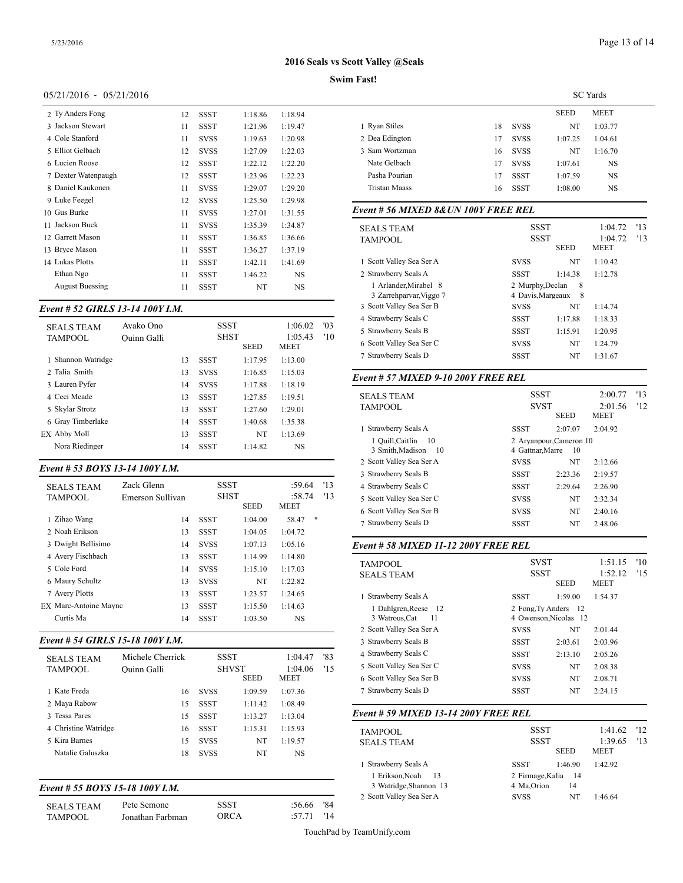# 2016 Seals vs Scott Valley @Seals

**Swim Fast!**

05/21/2016 - 05/21/2016

SC Yards

| | | | | |
|---|---|---|---|---|
| 2 Ty Anders Fong | 12 | SSST | 1:18.86 | 1:18.94 |
| 3 Jackson Stewart | 11 | SSST | 1:21.96 | 1:19.47 |
| 4 Cole Stanford | 11 | SVSS | 1:19.63 | 1:20.98 |
| 5 Elliot Gelbach | 12 | SVSS | 1:27.09 | 1:22.03 |
| 6 Lucien Roose | 12 | SSST | 1:22.12 | 1:22.20 |
| 7 Dexter Watenpaugh | 12 | SSST | 1:23.96 | 1:22.23 |
| 8 Daniel Kaukonen | 11 | SVSS | 1:29.07 | 1:29.20 |
| 9 Luke Feegel | 12 | SVSS | 1:25.50 | 1:29.98 |
| 10 Gus Burke | 11 | SVSS | 1:27.01 | 1:31.55 |
| 11 Jackson Buck | 11 | SVSS | 1:35.39 | 1:34.87 |
| 12 Garrett Mason | 11 | SSST | 1:36.85 | 1:36.66 |
| 13 Bryce Mason | 11 | SSST | 1:36.27 | 1:37.19 |
| 14 Lukas Plotts | 11 | SSST | 1:42.11 | 1:41.69 |
| Ethan Ngo | 11 | SSST | 1:46.22 | NS |
| August Buessing | 11 | SSST | NT | NS |

### Event # 52 GIRLS 13-14 100Y I.M.

| | | | | | |
|---|---|---|---|---|---|
| SEALS TEAM | Avako Ono | | SSST | 1:06.02 | '03 |
| TAMPOOL | Quinn Galli | | SHST | 1:05.43 | '10 |
| | | | SEED | MEET | |
| 1 Shannon Watridge | 13 | SSST | 1:17.95 | 1:13.00 | |
| 2 Talia Smith | 13 | SVSS | 1:16.85 | 1:15.03 | |
| 3 Lauren Pyfer | 14 | SVSS | 1:17.88 | 1:18.19 | |
| 4 Ceci Meade | 13 | SSST | 1:27.85 | 1:19.51 | |
| 5 Skylar Strotz | 13 | SSST | 1:27.60 | 1:29.01 | |
| 6 Gray Timberlake | 14 | SSST | 1:40.68 | 1:35.38 | |
| EX Abby Moll | 13 | SSST | NT | 1:13.69 | |
| Nora Riedinger | 14 | SSST | 1:14.82 | NS | |

### Event # 53 BOYS 13-14 100Y I.M.

| | | | | | |
|---|---|---|---|---|---|
| SEALS TEAM | Zack Glenn | | SSST | :59.64 | '13 |
| TAMPOOL | Emerson Sullivan | | SHST | :58.74 | '13 |
| | | | SEED | MEET | |
| 1 Zihao Wang | 14 | SSST | 1:04.00 | 58.47 | * |
| 2 Noah Erikson | 13 | SSST | 1:04.05 | 1:04.72 | |
| 3 Dwight Bellisimo | 14 | SVSS | 1:07.13 | 1:05.16 | |
| 4 Avery Fischbach | 13 | SSST | 1:14.99 | 1:14.80 | |
| 5 Cole Ford | 14 | SVSS | 1:15.10 | 1:17.03 | |
| 6 Maury Schultz | 13 | SVSS | NT | 1:22.82 | |
| 7 Avery Plotts | 13 | SSST | 1:23.57 | 1:24.65 | |
| EX Marc-Antoine Mayne | 13 | SSST | 1:15.50 | 1:14.63 | |
| Curtis Ma | 14 | SSST | 1:03.50 | NS | |

### Event # 54 GIRLS 15-18 100Y I.M.

| | | | | | |
|---|---|---|---|---|---|
| SEALS TEAM | Michele Cherrick | | SSST | 1:04.47 | '83 |
| TAMPOOL | Quinn Galli | | SHVST | 1:04.06 | '15 |
| | | | SEED | MEET | |
| 1 Kate Freda | 16 | SVSS | 1:09.59 | 1:07.36 | |
| 2 Maya Rabow | 15 | SSST | 1:11.42 | 1:08.49 | |
| 3 Tessa Pares | 15 | SSST | 1:13.27 | 1:13.04 | |
| 4 Christine Watridge | 16 | SSST | 1:15.31 | 1:15.93 | |
| 5 Kira Barnes | 15 | SVSS | NT | 1:19.57 | |
| Natalie Galuszka | 18 | SVSS | NT | NS | |

### Event # 55 BOYS 15-18 100Y I.M.

| | | | | | |
|---|---|---|---|---|---|
| SEALS TEAM | Pete Semone | | SSST | :56.66 | '84 |
| TAMPOOL | Jonathan Farbman | | ORCA | :57.71 | '14 |
| | | | SEED | MEET | |
| 1 Ryan Stiles | 18 | SVSS | NT | 1:03.77 | |
| 2 Dea Edington | 17 | SVSS | 1:07.25 | 1:04.61 | |
| 3 Sam Wortzman | 16 | SVSS | NT | 1:16.70 | |
| Nate Gelbach | 17 | SVSS | 1:07.61 | NS | |
| Pasha Pourian | 17 | SSST | 1:07.59 | NS | |
| Tristan Maass | 16 | SSST | 1:08.00 | NS | |

### Event # 56 MIXED 8&UN 100Y FREE REL

| | | | | |
|---|---|---|---|---|
| SEALS TEAM | SSST | | 1:04.72 | '13 |
| TAMPOOL | SSST | | 1:04.72 | '13 |
| | | SEED | MEET | |
| 1 Scott Valley Sea Ser A | SVSS | NT | 1:10.42 | |
| 2 Strawberry Seals A | SSST | 1:14.38 | 1:12.78 | |
| 1 Arlander,Mirabel 8 | 2 Murphy,Declan 8 | | | |
| 3 Zarrehparvar,Viggo 7 | 4 Davis,Margeaux 8 | | | |
| 3 Scott Valley Sea Ser B | SVSS | NT | 1:14.74 | |
| 4 Strawberry Seals C | SSST | 1:17.88 | 1:18.33 | |
| 5 Strawberry Seals B | SSST | 1:15.91 | 1:20.95 | |
| 6 Scott Valley Sea Ser C | SVSS | NT | 1:24.79 | |
| 7 Strawberry Seals D | SSST | NT | 1:31.67 | |

### Event # 57 MIXED 9-10 200Y FREE REL

| | | | | |
|---|---|---|---|---|
| SEALS TEAM | SSST | | 2:00.77 | '13 |
| TAMPOOL | SVST | | 2:01.56 | '12 |
| | | SEED | MEET | |
| 1 Strawberry Seals A | SSST | 2:07.07 | 2:04.92 | |
| 1 Quill,Caitlin 10 | 2 Aryanpour,Cameron 10 | | | |
| 3 Smith,Madison 10 | 4 Gattnar,Marre 10 | | | |
| 2 Scott Valley Sea Ser A | SVSS | NT | 2:12.66 | |
| 3 Strawberry Seals B | SSST | 2:23.36 | 2:19.57 | |
| 4 Strawberry Seals C | SSST | 2:29.64 | 2:26.90 | |
| 5 Scott Valley Sea Ser C | SVSS | NT | 2:32.34 | |
| 6 Scott Valley Sea Ser B | SVSS | NT | 2:40.16 | |
| 7 Strawberry Seals D | SSST | NT | 2:48.06 | |

### Event # 58 MIXED 11-12 200Y FREE REL

| | | | | |
|---|---|---|---|---|
| TAMPOOL | SVST | | 1:51.15 | '10 |
| SEALS TEAM | SSST | | 1:52.12 | '15 |
| | | SEED | MEET | |
| 1 Strawberry Seals A | SSST | 1:59.00 | 1:54.37 | |
| 1 Dahlgren,Reese 12 | 2 Fong,Ty Anders 12 | | | |
| 3 Watrous,Cat 11 | 4 Owenson,Nicolas 12 | | | |
| 2 Scott Valley Sea Ser A | SVSS | NT | 2:01.44 | |
| 3 Strawberry Seals B | SSST | 2:03.61 | 2:03.96 | |
| 4 Strawberry Seals C | SSST | 2:13.10 | 2:05.26 | |
| 5 Scott Valley Sea Ser C | SVSS | NT | 2:08.38 | |
| 6 Scott Valley Sea Ser B | SVSS | NT | 2:08.71 | |
| 7 Strawberry Seals D | SSST | NT | 2:24.15 | |

### Event # 59 MIXED 13-14 200Y FREE REL

| | | | | |
|---|---|---|---|---|
| TAMPOOL | SSST | | 1:41.62 | '12 |
| SEALS TEAM | SSST | | 1:39.65 | '13 |
| | | SEED | MEET | |
| 1 Strawberry Seals A | SSST | 1:46.90 | 1:42.92 | |
| 1 Erikson,Noah 13 | 2 Firmage,Kalia 14 | | | |
| 3 Watridge,Shannon 13 | 4 Ma,Orion 14 | | | |
| 2 Scott Valley Sea Ser A | SVSS | NT | 1:46.64 | |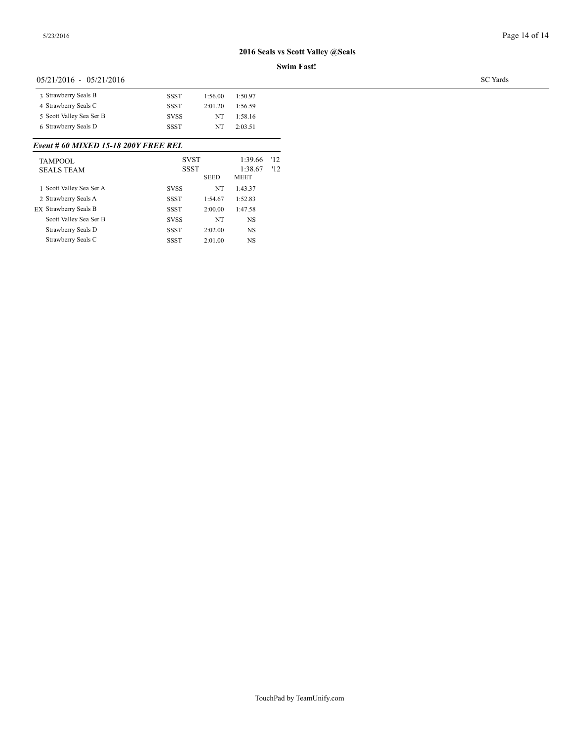| | | | |
|---|---|---|---|
| 3 Strawberry Seals B | SSST | 1:56.00 | 1:50.97 |
| 4 Strawberry Seals C | SSST | 2:01.20 | 1:56.59 |
| 5 Scott Valley Sea Ser B | SVSS | NT | 1:58.16 |
| 6 Strawberry Seals D | SSST | NT | 2:03.51 |

### *Event # 60 MIXED 15-18 200Y FREE REL*

| | | | | |
|---|---|---|---|---|
| TAMPOOL | SVST | | 1:39.66 | '12 |
| SEALS TEAM | SSST | | 1:38.67 | '12 |
| | | SEED | MEET | |
| 1 Scott Valley Sea Ser A | SVSS | NT | 1:43.37 | |
| 2 Strawberry Seals A | SSST | 1:54.67 | 1:52.83 | |
| EX Strawberry Seals B | SSST | 2:00.00 | 1:47.58 | |
| Scott Valley Sea Ser B | SVSS | NT | NS | |
| Strawberry Seals D | SSST | 2:02.00 | NS | |
| Strawberry Seals C | SSST | 2:01.00 | NS | |